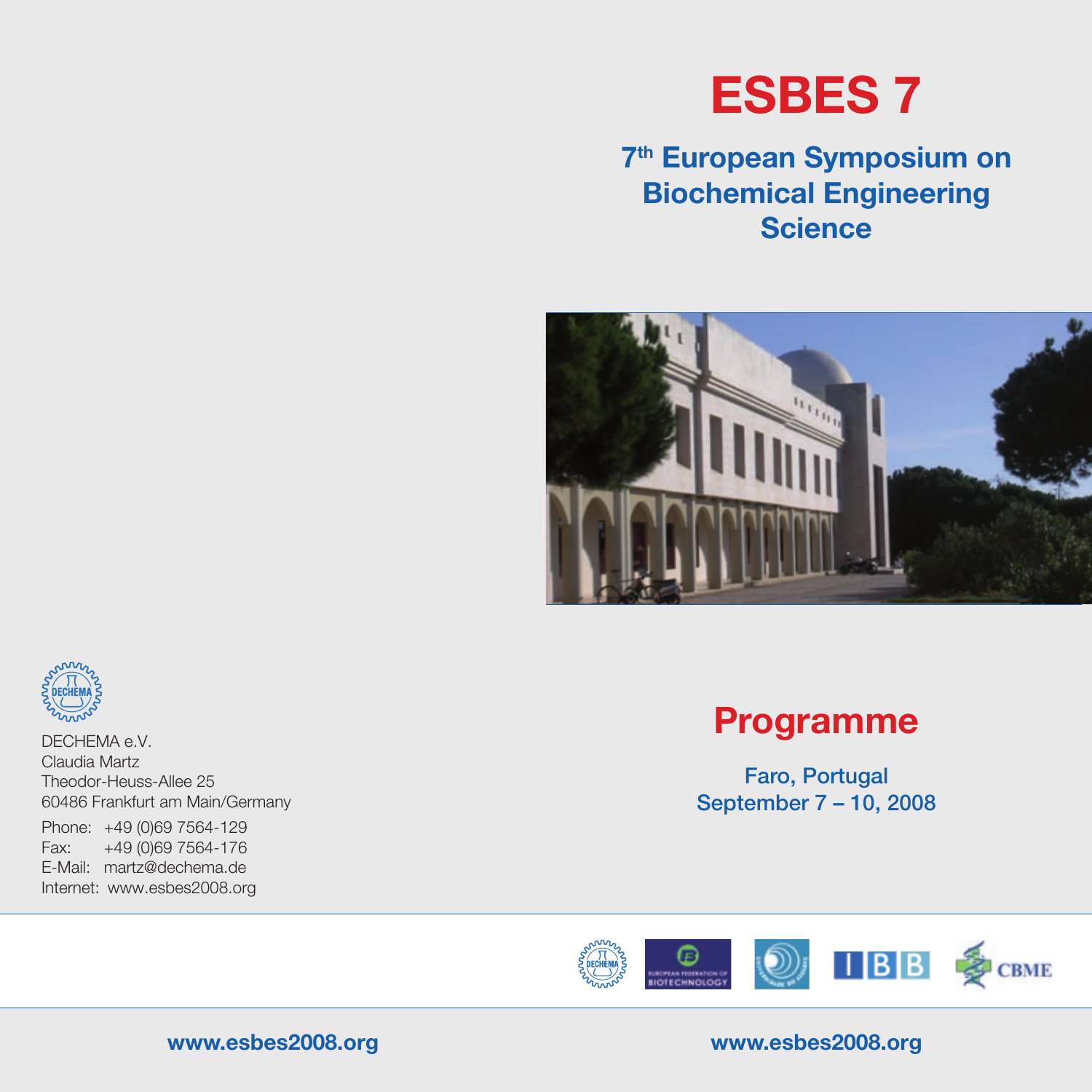# ESBES 7

## 7th European Symposium on Biochemical Engineering Science

## Programme

Faro, Portugal
September 7 – 10, 2008

DECHEMA e.V.
Claudia Martz
Theodor-Heuss-Allee 25
60486 Frankfurt am Main/Germany

Phone: +49 (0)69 7564-129
Fax: +49 (0)69 7564-176
E-Mail: martz@dechema.de
Internet: www.esbes2008.org

www.esbes2008.org

www.esbes2008.org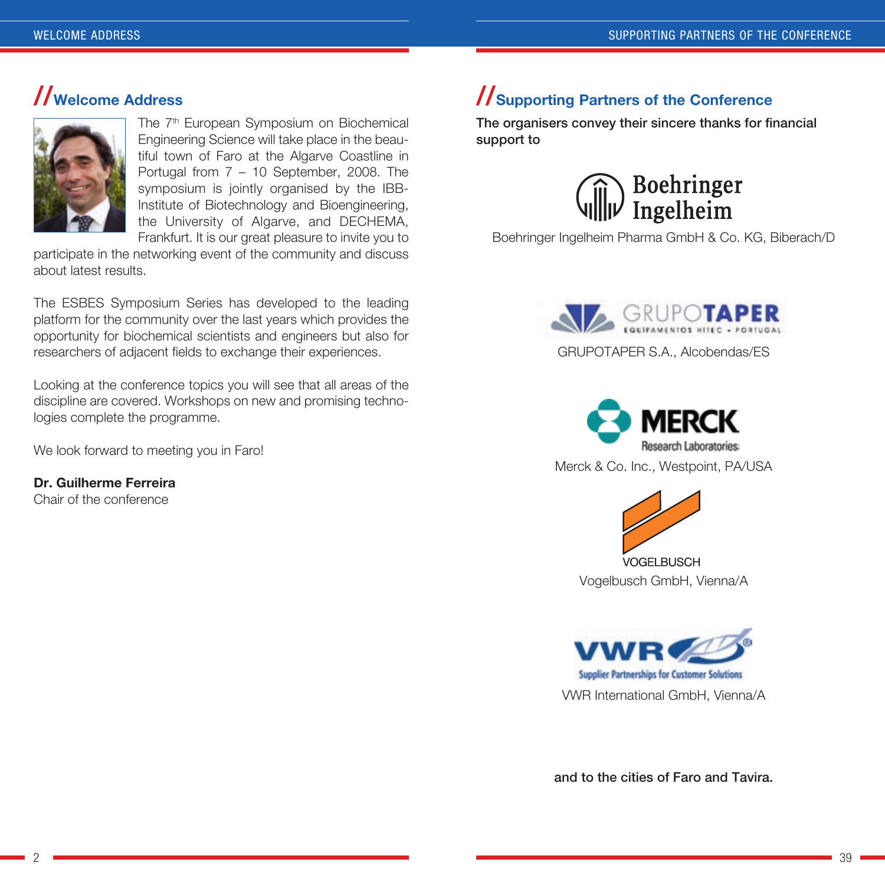## //Welcome Address

The 7th European Symposium on Biochemical Engineering Science will take place in the beautiful town of Faro at the Algarve Coastline in Portugal from 7 – 10 September, 2008. The symposium is jointly organised by the IBB-Institute of Biotechnology and Bioengineering, the University of Algarve, and DECHEMA, Frankfurt. It is our great pleasure to invite you to participate in the networking event of the community and discuss about latest results.

The ESBES Symposium Series has developed to the leading platform for the community over the last years which provides the opportunity for biochemical scientists and engineers but also for researchers of adjacent fields to exchange their experiences.

Looking at the conference topics you will see that all areas of the discipline are covered. Workshops on new and promising technologies complete the programme.

We look forward to meeting you in Faro!

**Dr. Guilherme Ferreira**
Chair of the conference

## //Supporting Partners of the Conference

**The organisers convey their sincere thanks for financial support to**

Boehringer Ingelheim

Boehringer Ingelheim Pharma GmbH & Co. KG, Biberach/D

GRUPOTAPER EQUIPAMENTOS HITEC • PORTUGAL

GRUPOTAPER S.A., Alcobendas/ES

MERCK Research Laboratories

Merck & Co. Inc., Westpoint, PA/USA

VOGELBUSCH

Vogelbusch GmbH, Vienna/A

VWR Supplier Partnerships for Customer Solutions

VWR International GmbH, Vienna/A

**and to the cities of Faro and Tavira.**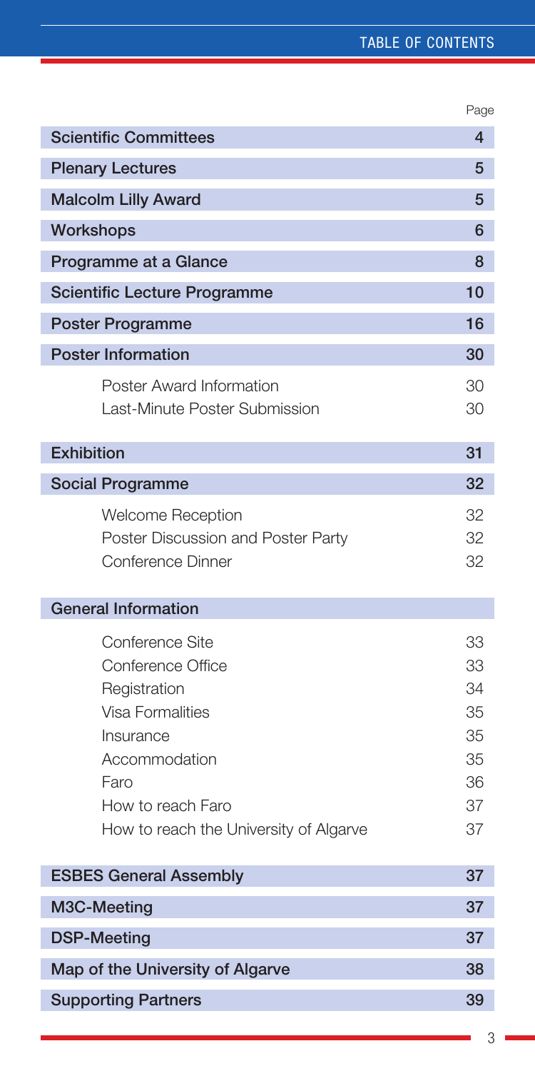# TABLE OF CONTENTS

| | Page |
|---|---|
| **Scientific Committees** | **4** |
| **Plenary Lectures** | **5** |
| **Malcolm Lilly Award** | **5** |
| **Workshops** | **6** |
| **Programme at a Glance** | **8** |
| **Scientific Lecture Programme** | **10** |
| **Poster Programme** | **16** |
| **Poster Information** | **30** |
| Poster Award Information | 30 |
| Last-Minute Poster Submission | 30 |
| **Exhibition** | **31** |
| **Social Programme** | **32** |
| Welcome Reception | 32 |
| Poster Discussion and Poster Party | 32 |
| Conference Dinner | 32 |
| **General Information** | |
| Conference Site | 33 |
| Conference Office | 33 |
| Registration | 34 |
| Visa Formalities | 35 |
| Insurance | 35 |
| Accommodation | 35 |
| Faro | 36 |
| How to reach Faro | 37 |
| How to reach the University of Algarve | 37 |
| **ESBES General Assembly** | **37** |
| **M3C-Meeting** | **37** |
| **DSP-Meeting** | **37** |
| **Map of the University of Algarve** | **38** |
| **Supporting Partners** | **39** |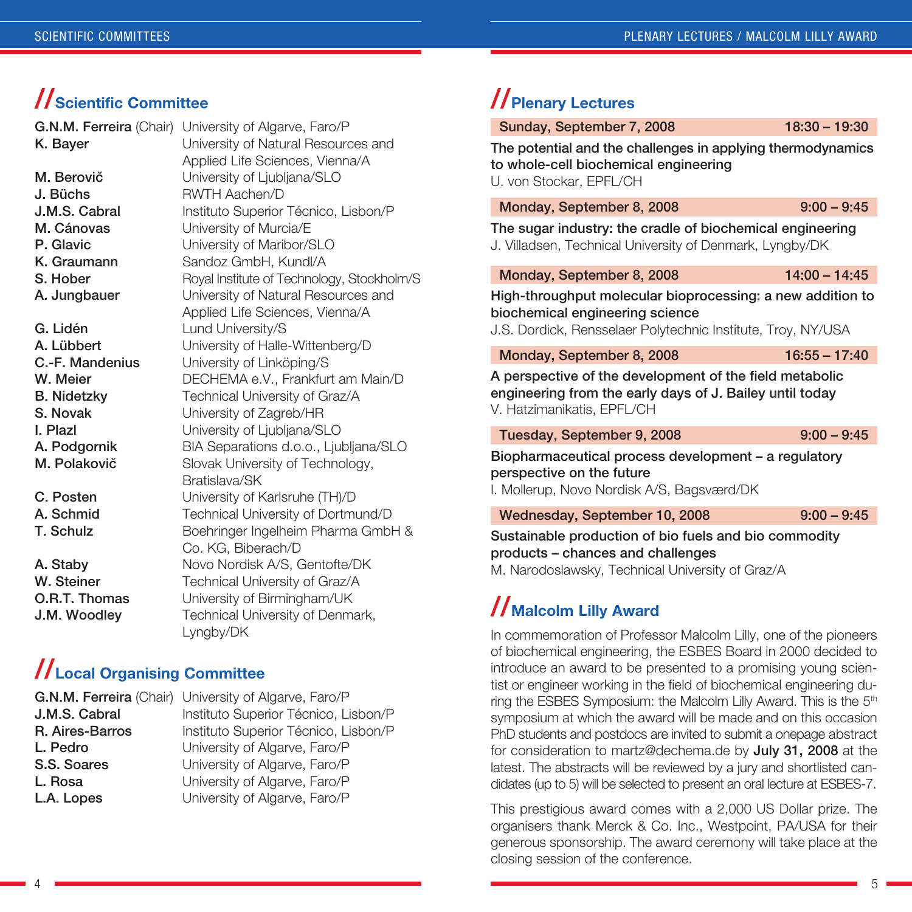## Scientific Committee

| | |
|---|---|
| **G.N.M. Ferreira** (Chair) | University of Algarve, Faro/P |
| **K. Bayer** | University of Natural Resources and Applied Life Sciences, Vienna/A |
| **M. Berovič** | University of Ljubljana/SLO |
| **J. Büchs** | RWTH Aachen/D |
| **J.M.S. Cabral** | Instituto Superior Técnico, Lisbon/P |
| **M. Cánovas** | University of Murcia/E |
| **P. Glavic** | University of Maribor/SLO |
| **K. Graumann** | Sandoz GmbH, Kundl/A |
| **S. Hober** | Royal Institute of Technology, Stockholm/S |
| **A. Jungbauer** | University of Natural Resources and Applied Life Sciences, Vienna/A |
| **G. Lidén** | Lund University/S |
| **A. Lübbert** | University of Halle-Wittenberg/D |
| **C.-F. Mandenius** | University of Linköping/S |
| **W. Meier** | DECHEMA e.V., Frankfurt am Main/D |
| **B. Nidetzky** | Technical University of Graz/A |
| **S. Novak** | University of Zagreb/HR |
| **I. Plazl** | University of Ljubljana/SLO |
| **A. Podgornik** | BIA Separations d.o.o., Ljubljana/SLO |
| **M. Polakovič** | Slovak University of Technology, Bratislava/SK |
| **C. Posten** | University of Karlsruhe (TH)/D |
| **A. Schmid** | Technical University of Dortmund/D |
| **T. Schulz** | Boehringer Ingelheim Pharma GmbH & Co. KG, Biberach/D |
| **A. Staby** | Novo Nordisk A/S, Gentofte/DK |
| **W. Steiner** | Technical University of Graz/A |
| **O.R.T. Thomas** | University of Birmingham/UK |
| **J.M. Woodley** | Technical University of Denmark, Lyngby/DK |

## Local Organising Committee

| | |
|---|---|
| **G.N.M. Ferreira** (Chair) | University of Algarve, Faro/P |
| **J.M.S. Cabral** | Instituto Superior Técnico, Lisbon/P |
| **R. Aires-Barros** | Instituto Superior Técnico, Lisbon/P |
| **L. Pedro** | University of Algarve, Faro/P |
| **S.S. Soares** | University of Algarve, Faro/P |
| **L. Rosa** | University of Algarve, Faro/P |
| **L.A. Lopes** | University of Algarve, Faro/P |

## Plenary Lectures

**Sunday, September 7, 2008 — 18:30 – 19:30**

**The potential and the challenges in applying thermodynamics to whole-cell biochemical engineering**
U. von Stockar, EPFL/CH

**Monday, September 8, 2008 — 9:00 – 9:45**

**The sugar industry: the cradle of biochemical engineering**
J. Villadsen, Technical University of Denmark, Lyngby/DK

**Monday, September 8, 2008 — 14:00 – 14:45**

**High-throughput molecular bioprocessing: a new addition to biochemical engineering science**
J.S. Dordick, Rensselaer Polytechnic Institute, Troy, NY/USA

**Monday, September 8, 2008 — 16:55 – 17:40**

**A perspective of the development of the field metabolic engineering from the early days of J. Bailey until today**
V. Hatzimanikatis, EPFL/CH

**Tuesday, September 9, 2008 — 9:00 – 9:45**

**Biopharmaceutical process development – a regulatory perspective on the future**
I. Mollerup, Novo Nordisk A/S, Bagsværd/DK

**Wednesday, September 10, 2008 — 9:00 – 9:45**

**Sustainable production of bio fuels and bio commodity products – chances and challenges**
M. Narodoslawsky, Technical University of Graz/A

## Malcolm Lilly Award

In commemoration of Professor Malcolm Lilly, one of the pioneers of biochemical engineering, the ESBES Board in 2000 decided to introduce an award to be presented to a promising young scientist or engineer working in the field of biochemical engineering during the ESBES Symposium: the Malcolm Lilly Award. This is the 5th symposium at which the award will be made and on this occasion PhD students and postdocs are invited to submit a onepage abstract for consideration to martz@dechema.de by **July 31, 2008** at the latest. The abstracts will be reviewed by a jury and shortlisted candidates (up to 5) will be selected to present an oral lecture at ESBES-7.

This prestigious award comes with a 2,000 US Dollar prize. The organisers thank Merck & Co. Inc., Westpoint, PA/USA for their generous sponsorship. The award ceremony will take place at the closing session of the conference.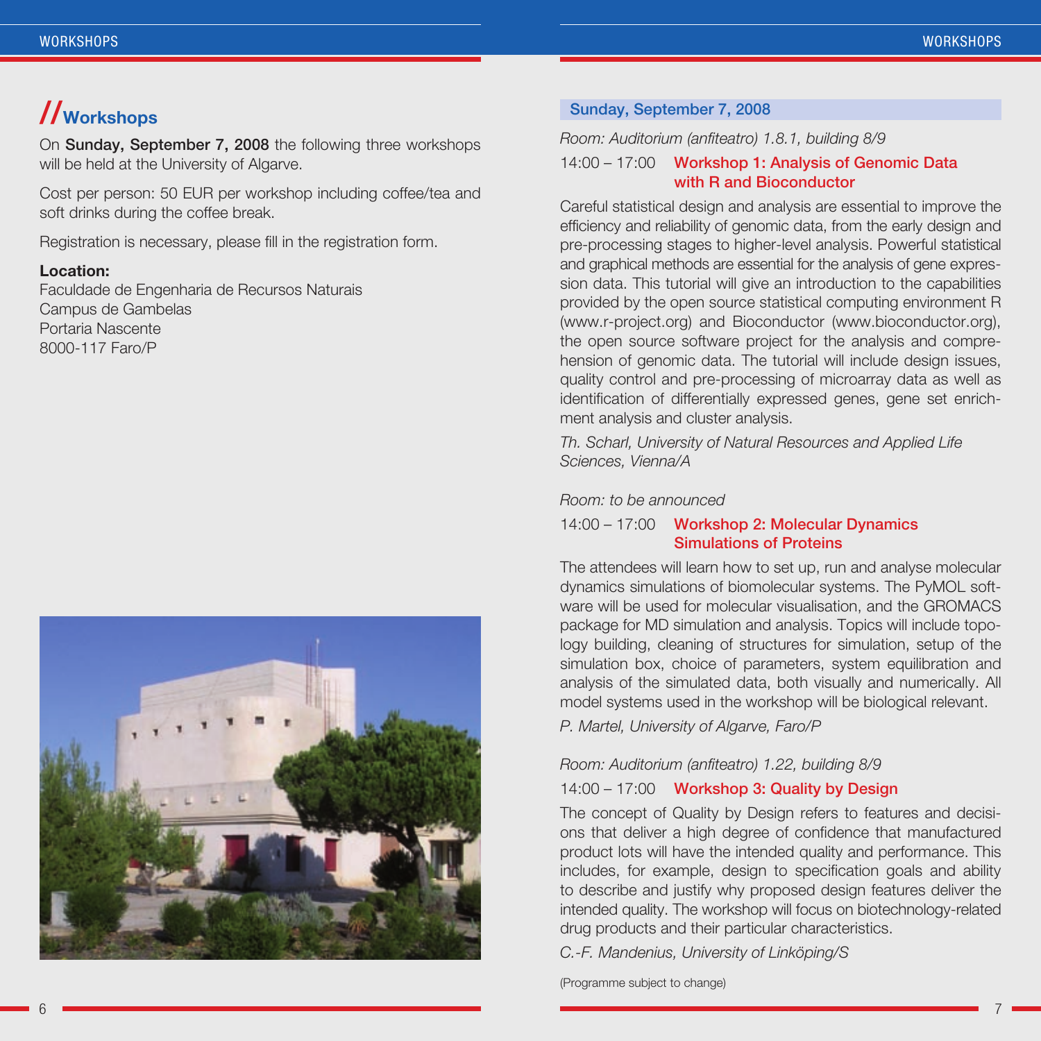# // Workshops

On **Sunday, September 7, 2008** the following three workshops will be held at the University of Algarve.

Cost per person: 50 EUR per workshop including coffee/tea and soft drinks during the coffee break.

Registration is necessary, please fill in the registration form.

**Location:**
Faculdade de Engenharia de Recursos Naturais
Campus de Gambelas
Portaria Nascente
8000-117 Faro/P

## Sunday, September 7, 2008

*Room: Auditorium (anfiteatro) 1.8.1, building 8/9*

14:00 – 17:00 **Workshop 1: Analysis of Genomic Data with R and Bioconductor**

Careful statistical design and analysis are essential to improve the efficiency and reliability of genomic data, from the early design and pre-processing stages to higher-level analysis. Powerful statistical and graphical methods are essential for the analysis of gene expression data. This tutorial will give an introduction to the capabilities provided by the open source statistical computing environment R (www.r-project.org) and Bioconductor (www.bioconductor.org), the open source software project for the analysis and comprehension of genomic data. The tutorial will include design issues, quality control and pre-processing of microarray data as well as identification of differentially expressed genes, gene set enrichment analysis and cluster analysis.

*Th. Scharl, University of Natural Resources and Applied Life Sciences, Vienna/A*

*Room: to be announced*

14:00 – 17:00 **Workshop 2: Molecular Dynamics Simulations of Proteins**

The attendees will learn how to set up, run and analyse molecular dynamics simulations of biomolecular systems. The PyMOL software will be used for molecular visualisation, and the GROMACS package for MD simulation and analysis. Topics will include topology building, cleaning of structures for simulation, setup of the simulation box, choice of parameters, system equilibration and analysis of the simulated data, both visually and numerically. All model systems used in the workshop will be biological relevant.

*P. Martel, University of Algarve, Faro/P*

*Room: Auditorium (anfiteatro) 1.22, building 8/9*

14:00 – 17:00 **Workshop 3: Quality by Design**

The concept of Quality by Design refers to features and decisions that deliver a high degree of confidence that manufactured product lots will have the intended quality and performance. This includes, for example, design to specification goals and ability to describe and justify why proposed design features deliver the intended quality. The workshop will focus on biotechnology-related drug products and their particular characteristics.

*C.-F. Mandenius, University of Linköping/S*

(Programme subject to change)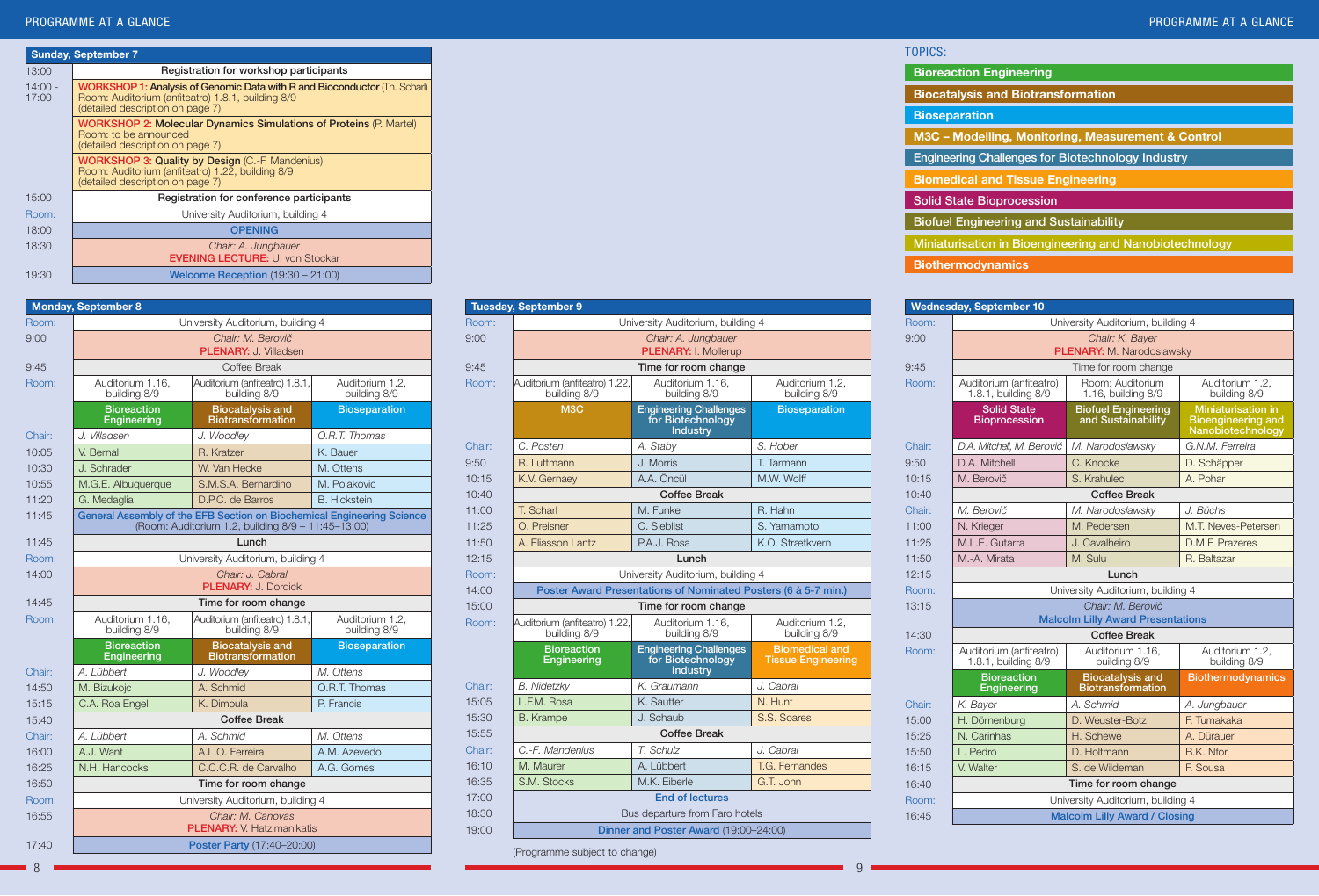# PROGRAMME AT A GLANCE

## Sunday, September 7

| Time | Event |
|---|---|
| 13:00 | Registration for workshop participants |
| 14:00 - 17:00 | **WORKSHOP 1: Analysis of Genomic Data with R and Bioconductor** (Th. Scharl) Room: Auditorium (anfiteatro) 1.8.1, building 8/9 (detailed description on page 7) |
| | **WORKSHOP 2: Molecular Dynamics Simulations of Proteins** (P. Martel) Room: to be announced (detailed description on page 7) |
| | **WORKSHOP 3: Quality by Design** (C.-F. Mandenius) Room: Auditorium (anfiteatro) 1.22, building 8/9 (detailed description on page 7) |
| 15:00 | Registration for conference participants |
| Room: | University Auditorium, building 4 |
| 18:00 | **OPENING** |
| 18:30 | *Chair: A. Jungbauer* **EVENING LECTURE:** U. von Stockar |
| 19:30 | Welcome Reception (19:30 – 21:00) |

## Monday, September 8

| Time | | | |
|---|---|---|---|
| Room: | University Auditorium, building 4 | | |
| 9:00 | *Chair: M. Berovič* **PLENARY:** J. Villadsen | | |
| 9:45 | Coffee Break | | |
| Room: | Auditorium 1.16, building 8/9 | Auditorium (anfiteatro) 1.8.1, building 8/9 | Auditorium 1.2, building 8/9 |
| | **Bioreaction Engineering** | **Biocatalysis and Biotransformation** | **Bioseparation** |
| Chair: | *J. Villadsen* | *J. Woodley* | *O.R.T. Thomas* |
| 10:05 | V. Bernal | R. Kratzer | K. Bauer |
| 10:30 | J. Schrader | W. Van Hecke | M. Ottens |
| 10:55 | M.G.E. Albuquerque | S.M.S.A. Bernardino | M. Polakovic |
| 11:20 | G. Medaglia | D.P.C. de Barros | B. Hickstein |
| 11:45 | General Assembly of the EFB Section on Biochemical Engineering Science (Room: Auditorium 1.2, building 8/9 – 11:45–13:00) | | |
| 11:45 | Lunch | | |
| Room: | University Auditorium, building 4 | | |
| 14:00 | *Chair: J. Cabral* **PLENARY:** J. Dordick | | |
| 14:45 | Time for room change | | |
| Room: | Auditorium 1.16, building 8/9 | Auditorium (anfiteatro) 1.8.1, building 8/9 | Auditorium 1.2, building 8/9 |
| | **Bioreaction Engineering** | **Biocatalysis and Biotransformation** | **Bioseparation** |
| Chair: | *A. Lübbert* | *J. Woodley* | *M. Ottens* |
| 14:50 | M. Bizukojc | A. Schmid | O.R.T. Thomas |
| 15:15 | C.A. Roa Engel | K. Dimoula | P. Francis |
| 15:40 | Coffee Break | | |
| Chair: | *A. Lübbert* | *A. Schmid* | *M. Ottens* |
| 16:00 | A.J. Want | A.L.O. Ferreira | A.M. Azevedo |
| 16:25 | N.H. Hancocks | C.C.C.R. de Carvalho | A.G. Gomes |
| 16:50 | Time for room change | | |
| Room: | University Auditorium, building 4 | | |
| 16:55 | *Chair: M. Canovas* **PLENARY:** V. Hatzimanikatis | | |
| 17:40 | Poster Party (17:40–20:00) | | |

## Tuesday, September 9

| Time | | | |
|---|---|---|---|
| Room: | University Auditorium, building 4 | | |
| 9:00 | *Chair: A. Jungbauer* **PLENARY:** I. Mollerup | | |
| 9:45 | Time for room change | | |
| Room: | Auditorium (anfiteatro) 1.22, building 8/9 | Auditorium 1.16, building 8/9 | Auditorium 1.2, building 8/9 |
| | **M3C** | **Engineering Challenges for Biotechnology Industry** | **Bioseparation** |
| Chair: | *C. Posten* | *A. Staby* | *S. Hober* |
| 9:50 | R. Luttmann | J. Morris | T. Tarmann |
| 10:15 | K.V. Gernaey | A.A. Öncül | M.W. Wolff |
| 10:40 | Coffee Break | | |
| 11:00 | T. Scharl | M. Funke | R. Hahn |
| 11:25 | O. Preisner | C. Sieblist | S. Yamamoto |
| 11:50 | A. Eliasson Lantz | P.A.J. Rosa | K.O. Strætkvern |
| 12:15 | Lunch | | |
| Room: | University Auditorium, building 4 | | |
| 14:00 | Poster Award Presentations of Nominated Posters (6 à 5-7 min.) | | |
| 15:00 | Time for room change | | |
| Room: | Auditorium (anfiteatro) 1.22, building 8/9 | Auditorium 1.16, building 8/9 | Auditorium 1.2, building 8/9 |
| | **Bioreaction Engineering** | **Engineering Challenges for Biotechnology Industry** | **Biomedical and Tissue Engineering** |
| Chair: | *B. Nidetzky* | *K. Graumann* | *J. Cabral* |
| 15:05 | L.F.M. Rosa | K. Sautter | N. Hunt |
| 15:30 | B. Krampe | J. Schaub | S.S. Soares |
| 15:55 | Coffee Break | | |
| Chair: | *C.-F. Mandenius* | *T. Schulz* | *J. Cabral* |
| 16:10 | M. Maurer | A. Lübbert | T.G. Fernandes |
| 16:35 | S.M. Stocks | M.K. Eiberle | G.T. John |
| 17:00 | End of lectures | | |
| 18:30 | Bus departure from Faro hotels | | |
| 19:00 | Dinner and Poster Award (19:00–24:00) | | |

(Programme subject to change)

## TOPICS:

- Bioreaction Engineering
- Biocatalysis and Biotransformation
- Bioseparation
- M3C – Modelling, Monitoring, Measurement & Control
- Engineering Challenges for Biotechnology Industry
- Biomedical and Tissue Engineering
- Solid State Bioprocession
- Biofuel Engineering and Sustainability
- Miniaturisation in Bioengineering and Nanobiotechnology
- Biothermodynamics

## Wednesday, September 10

| Time | | | |
|---|---|---|---|
| Room: | University Auditorium, building 4 | | |
| 9:00 | *Chair: K. Bayer* **PLENARY:** M. Narodoslawsky | | |
| 9:45 | Time for room change | | |
| Room: | Auditorium (anfiteatro) 1.8.1, building 8/9 | Room: Auditorium 1.16, building 8/9 | Auditorium 1.2, building 8/9 |
| | **Solid State Bioprocession** | **Biofuel Engineering and Sustainability** | **Miniaturisation in Bioengineering and Nanobiotechnology** |
| Chair: | *D.A. Mitchell, M. Berovič* | *M. Narodoslawsky* | *G.N.M. Ferreira* |
| 9:50 | D.A. Mitchell | C. Knocke | D. Schäpper |
| 10:15 | M. Berovič | S. Krahulec | A. Pohar |
| 10:40 | Coffee Break | | |
| Chair: | *M. Berovič* | *M. Narodoslawsky* | *J. Büchs* |
| 11:00 | N. Krieger | M. Pedersen | M.T. Neves-Petersen |
| 11:25 | M.L.E. Gutarra | J. Cavalheiro | D.M.F. Prazeres |
| 11:50 | M.-A. Mirata | M. Sulu | R. Baltazar |
| 12:15 | Lunch | | |
| Room: | University Auditorium, building 4 | | |
| 13:15 | *Chair: M. Berovič* Malcolm Lilly Award Presentations | | |
| 14:30 | Coffee Break | | |
| Room: | Auditorium (anfiteatro) 1.8.1, building 8/9 | Auditorium 1.16, building 8/9 | Auditorium 1.2, building 8/9 |
| | **Bioreaction Engineering** | **Biocatalysis and Biotransformation** | **Biothermodynamics** |
| Chair: | *K. Bayer* | *A. Schmid* | *A. Jungbauer* |
| 15:00 | H. Dörnenburg | D. Weuster-Botz | F. Tumakaka |
| 15:25 | N. Carinhas | H. Schewe | A. Dürauer |
| 15:50 | L. Pedro | D. Holtmann | B.K. Nfor |
| 16:15 | V. Walter | S. de Wildeman | F. Sousa |
| 16:40 | Time for room change | | |
| Room: | University Auditorium, building 4 | | |
| 16:45 | Malcolm Lilly Award / Closing | | |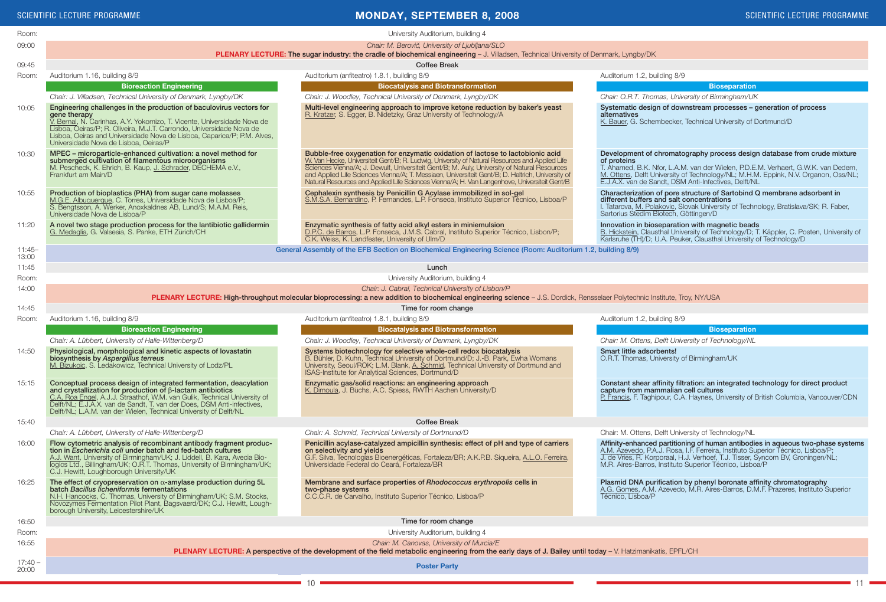# MONDAY, SEPTEMBER 8, 2008

**Room:** University Auditorium, building 4

**09:00** — *Chair: M. Berovič, University of Ljubljana/SLO*

**PLENARY LECTURE:** The sugar industry: the cradle of biochemical engineering – J. Villadsen, Technical University of Denmark, Lyngby/DK

**09:45** — Coffee Break

| Time | Bioreaction Engineering | Biocatalysis and Biotransformation | Bioseparation |
|---|---|---|---|
| Room: | Auditorium 1.16, building 8/9 | Auditorium (anfiteatro) 1.8.1, building 8/9 | Auditorium 1.2, building 8/9 |
| | *Chair: J. Villadsen, Technical University of Denmark, Lyngby/DK* | *Chair: J. Woodley, Technical University of Denmark, Lyngby/DK* | *Chair: O.R.T. Thomas, University of Birmingham/UK* |
| 10:05 | **Engineering challenges in the production of baculovirus vectors for gene therapy** V. Bernal, N. Carinhas, A.Y. Yokomizo, T. Vicente, Universidade Nova de Lisboa, Oeiras/P; R. Oliveira, M.J.T. Carrondo, Universidade Nova de Lisboa, Oeiras and Universidade Nova de Lisboa, Caparica/P; P.M. Alves, Universidade Nova de Lisboa, Oeiras/P | **Multi-level engineering approach to improve ketone reduction by baker's yeast** R. Kratzer, S. Egger, B. Nidetzky, Graz University of Technology/A | **Systematic design of downstream processes – generation of process alternatives** K. Bauer, G. Schembecker, Technical University of Dortmund/D |
| 10:30 | **MPEC – microparticle-enhanced cultivation: a novel method for submerged cultivation of filamentous microorganisms** M. Pescheck, K. Ehrich, B. Kaup, J. Schrader, DECHEMA e.V., Frankfurt am Main/D | **Bubble-free oxygenation for enzymatic oxidation of lactose to lactobionic acid** W. Van Hecke, Universiteit Gent/B; R. Ludwig, University of Natural Resources and Applied Life Sciences Vienna/A; J. Dewulf, Universiteit Gent/B; M. Auly, University of Natural Resources and Applied Life Sciences Vienna/A; T. Messiaen, Universiteit Gent/B; D. Haltrich, University of Natural Resources and Applied Life Sciences Vienna/A; H. Van Langenhove, Universiteit Gent/B | **Development of chromatography process design database from crude mixture of proteins** T. Ahamed, B.K. Nfor, L.A.M. van der Wielen, P.D.E.M. Verhaert, G.W.K. van Dedem, M. Ottens, Delft University of Technology/NL; M.H.M. Eppink, N.V. Organon, Oss/NL; E.J.A.X. van de Sandt, DSM Anti-Infectives, Delft/NL |
| 10:55 | **Production of bioplastics (PHA) from sugar cane molasses** M.G.E. Albuquerque, C. Torres, Universidade Nova de Lisboa/P; S. Bengtsson, A. Werker, Anoxkaldnes AB, Lund/S; M.A.M. Reis, Universidade Nova de Lisboa/P | **Cephalexin synthesis by Penicillin G Acylase immobilized in sol-gel** S.M.S.A. Bernardino, P. Fernandes, L.P. Fonseca, Instituto Superior Técnico, Lisboa/P | **Characterization of pore structure of Sartobind Q membrane adsorbent in different buffers and salt concentrations** I. Tatarova, M. Polakovic, Slovak University of Technology, Bratislava/SK; R. Faber, Sartorius Stedim Biotech, Göttingen/D |
| 11:20 | **A novel two stage production process for the lantibiotic gallidermin** G. Medaglia, G. Valsesia, S. Panke, ETH Zürich/CH | **Enzymatic synthesis of fatty acid alkyl esters in miniemulsion** D.P.C. de Barros, L.P. Fonseca, J.M.S. Cabral, Instituto Superior Técnico, Lisbon/P; C.K. Weiss, K. Landfester, University of Ulm/D | **Innovation in bioseparation with magnetic beads** B. Hickstein, Clausthal University of Technology/D; T. Käppler, C. Posten, University of Karlsruhe (TH)/D; U.A. Peuker, Clausthal University of Technology/D |

**11:45–13:00** — General Assembly of the EFB Section on Biochemical Engineering Science (Room: Auditorium 1.2, building 8/9)

**11:45** — Lunch

**Room:** University Auditorium, building 4

**14:00** — *Chair: J. Cabral, Technical University of Lisbon/P*

**PLENARY LECTURE:** High-throughput molecular bioprocessing: a new addition to biochemical engineering science – J.S. Dordick, Rensselaer Polytechnic Institute, Troy, NY/USA

**14:45** — Time for room change

| Time | Bioreaction Engineering | Biocatalysis and Biotransformation | Bioseparation |
|---|---|---|---|
| Room: | Auditorium 1.16, building 8/9 | Auditorium (anfiteatro) 1.8.1, building 8/9 | Auditorium 1.2, building 8/9 |
| | *Chair: A. Lübbert, University of Halle-Wittenberg/D* | *Chair: J. Woodley, Technical University of Denmark, Lyngby/DK* | *Chair: M. Ottens, Delft University of Technology/NL* |
| 14:50 | **Physiological, morphological and kinetic aspects of lovastatin biosynthesis by *Aspergillus terreus*** M. Bizukojc, S. Ledakowicz, Technical University of Lodz/PL | **Systems biotechnology for selective whole-cell redox biocatalysis** B. Bühler, D. Kuhn, Technical University of Dortmund/D; J.-B. Park, Ewha Womans University, Seoul/ROK; L.M. Blank, A. Schmid, Technical University of Dortmund and ISAS-Institute for Analytical Sciences, Dortmund/D | **Smart little adsorbents!** O.R.T. Thomas, University of Birmingham/UK |
| 15:15 | **Conceptual process design of integrated fermentation, deacylation and crystallization for production of β-lactam antibiotics** C.A. Roa Engel, A.J.J. Straathof, W.M. van Gulik, Technical University of Delft/NL; E.J.A.X. van de Sandt, T. van der Does, DSM Anti-infectives, Delft/NL; L.A.M. van der Wielen, Technical University of Delft/NL | **Enzymatic gas/solid reactions: an engineering approach** K. Dimoula, J. Büchs, A.C. Spiess, RWTH Aachen University/D | **Constant shear affinity filtration: an integrated technology for direct product capture from mammalian cell cultures** P. Francis, F. Taghipour, C.A. Haynes, University of British Columbia, Vancouver/CDN |
| 15:40 | Coffee Break | | |
| | *Chair: A. Lübbert, University of Halle-Wittenberg/D* | *Chair: A. Schmid, Technical University of Dortmund/D* | Chair: M. Ottens, Delft University of Technology/NL |
| 16:00 | **Flow cytometric analysis of recombinant antibody fragment production in *Escherichia coli* under batch and fed-batch cultures** A.J. Want, University of Birmingham/UK; J. Liddell, B. Kara, Avecia Biologics Ltd., Billingham/UK; O.R.T. Thomas, University of Birmingham/UK; C.J. Hewitt, Loughborough University/UK | **Penicillin acylase-catalyzed ampicillin synthesis: effect of pH and type of carriers on selectivity and yields** G.F. Silva, Tecnologias Bioenergéticas, Fortaleza/BR; A.K.P.B. Siqueira, A.L.O. Ferreira, Universidade Federal do Ceará, Fortaleza/BR | **Affinity-enhanced partitioning of human antibodies in aqueous two-phase systems** A.M. Azevedo, P.A.J. Rosa, I.F. Ferreira, Instituto Superior Técnico, Lisboa/P; J. de Vries, R. Korporaal, H.J. Verhoef, T.J. Tisser, Syncom BV, Groningen/NL; M.R. Aires-Barros, Instituto Superior Técnico, Lisboa/P |
| 16:25 | **The effect of cryopreservation on α-amylase production during 5L batch *Bacillus licheniformis* fermentations** N.H. Hancocks, C. Thomas, University of Birmingham/UK; S.M. Stocks, Novozymes Fermentation Pilot Plant, Bagsvaerd/DK; C.J. Hewitt, Loughborough University, Leicestershire/UK | **Membrane and surface properties of *Rhodococcus erythropolis* cells in two-phase systems** C.C.C.R. de Carvalho, Instituto Superior Técnico, Lisboa/P | **Plasmid DNA purification by phenyl boronate affinity chromatography** A.G. Gomes, A.M. Azevedo, M.R. Aires-Barros, D.M.F. Prazeres, Instituto Superior Técnico, Lisboa/P |

**16:50** — Time for room change

**Room:** University Auditorium, building 4

**16:55** — *Chair: M. Canovas, University of Murcia/E*

**PLENARY LECTURE:** A perspective of the development of the field metabolic engineering from the early days of J. Bailey until today – V. Hatzimanikatis, EPFL/CH

**17:40 – 20:00** — Poster Party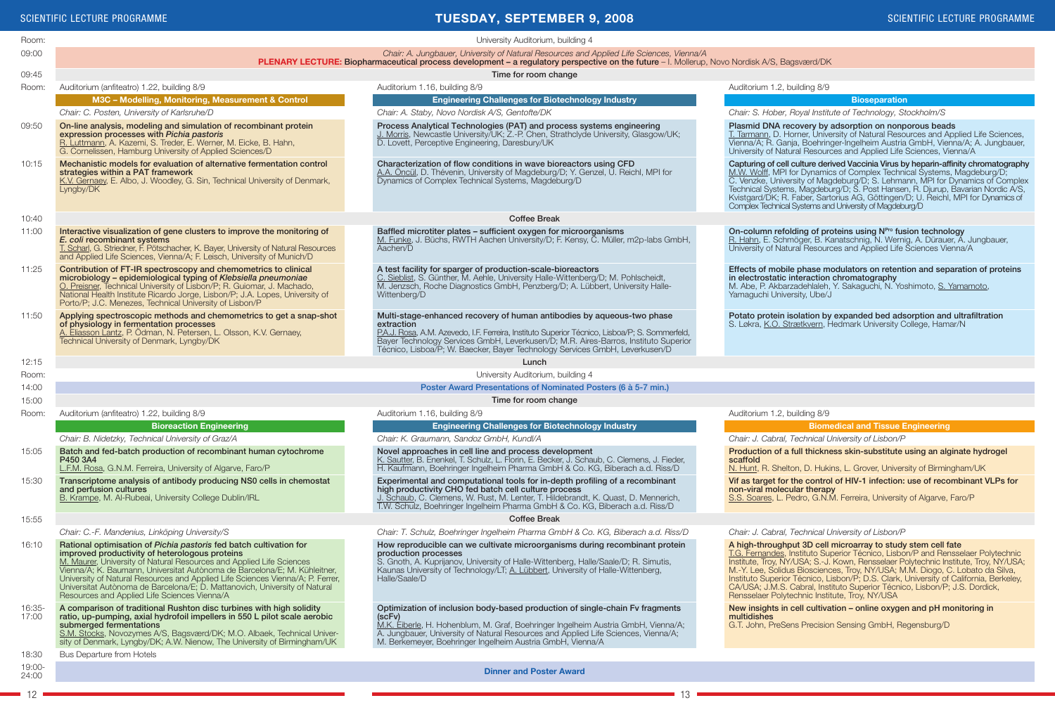# TUESDAY, SEPTEMBER 9, 2008

**Room:** University Auditorium, building 4

**09:00** — *Chair: A. Jungbauer, University of Natural Resources and Applied Life Sciences, Vienna/A*

**PLENARY LECTURE: Biopharmaceutical process development – a regulatory perspective on the future** – I. Mollerup, Novo Nordisk A/S, Bagsværd/DK

**09:45** — Time for room change

## Morning Sessions

### Auditorium (anfiteatro) 1.22, building 8/9 — M3C – Modelling, Monitoring, Measurement & Control

*Chair: C. Posten, University of Karlsruhe/D*

**09:50** — **On-line analysis, modeling and simulation of recombinant protein expression processes with *Pichia pastoris***
R. Luttmann, A. Kazemi, S. Treder, E. Werner, M. Eicke, B. Hahn, G. Cornelissen, Hamburg University of Applied Sciences/D

**10:15** — **Mechanistic models for evaluation of alternative fermentation control strategies within a PAT framework**
K.V. Gernaey, E. Albo, J. Woodley, G. Sin, Technical University of Denmark, Lyngby/DK

**10:40** — Coffee Break

**11:00** — **Interactive visualization of gene clusters to improve the monitoring of *E. coli* recombinant systems**
T. Scharl, G. Striedner, F. Pötschacher, K. Bayer, University of Natural Resources and Applied Life Sciences, Vienna/A; F. Leisch, University of Munich/D

**11:25** — **Contribution of FT-IR spectroscopy and chemometrics to clinical microbiology – epidemiological typing of *Klebsiella pneumoniae***
O. Preisner, Technical University of Lisbon/P; R. Guiomar, J. Machado, National Health Institute Ricardo Jorge, Lisbon/P; J.A. Lopes, University of Porto/P; J.C. Menezes, Technical University of Lisbon/P

**11:50** — **Applying spectroscopic methods and chemometrics to get a snap-shot of physiology in fermentation processes**
A. Eliasson Lantz, P. Ödman, N. Petersen, L. Olsson, K.V. Gernaey, Technical University of Denmark, Lyngby/DK

### Auditorium 1.16, building 8/9 — Engineering Challenges for Biotechnology Industry

*Chair: A. Staby, Novo Nordisk A/S, Gentofte/DK*

**09:50** — **Process Analytical Technologies (PAT) and process systems engineering**
J. Morris, Newcastle University/UK; Z.-P. Chen, Strathclyde University, Glasgow/UK; D. Lovett, Perceptive Engineering, Daresbury/UK

**10:15** — **Characterization of flow conditions in wave bioreactors using CFD**
A.A. Öncül, D. Thévenin, University of Magdeburg/D; Y. Genzel, U. Reichl, MPI for Dynamics of Complex Technical Systems, Magdeburg/D

**10:40** — Coffee Break

**11:00** — **Baffled microtiter plates – sufficient oxygen for microorganisms**
M. Funke, J. Büchs, RWTH Aachen University/D; F. Kensy, C. Müller, m2p-labs GmbH, Aachen/D

**11:25** — **A test facility for sparger of production-scale-bioreactors**
C. Sieblist, S. Günther, M. Aehle, University Halle-Wittenberg/D; M. Pohlscheidt, M. Jenzsch, Roche Diagnostics GmbH, Penzberg/D; A. Lübbert, University Halle-Wittenberg/D

**11:50** — **Multi-stage-enhanced recovery of human antibodies by aqueous-two phase extraction**
P.A.J. Rosa, A.M. Azevedo, I.F. Ferreira, Instituto Superior Técnico, Lisboa/P; S. Sommerfeld, Bayer Technology Services GmbH, Leverkusen/D; M.R. Aires-Barros, Instituto Superior Técnico, Lisboa/P; W. Baecker, Bayer Technology Services GmbH, Leverkusen/D

### Auditorium 1.2, building 8/9 — Bioseparation

*Chair: S. Hober, Royal Institute of Technology, Stockholm/S*

**09:50** — **Plasmid DNA recovery by adsorption on nonporous beads**
T. Tarmann, D. Horner, University of Natural Resources and Applied Life Sciences, Vienna/A; R. Ganja, Boehringer-Ingelheim Austria GmbH, Vienna/A; A. Jungbauer, University of Natural Resources and Applied Life Sciences, Vienna/A

**10:15** — **Capturing of cell culture derived Vaccinia Virus by heparin-affinity chromatography**
M.W. Wolff, MPI for Dynamics of Complex Technical Systems, Magdeburg/D; C. Venzke, University of Magdeburg/D; S. Lehmann, MPI for Dynamics of Complex Technical Systems, Magdeburg/D; S. Post Hansen, R. Djurup, Bavarian Nordic A/S, Kvistgard/DK; R. Faber, Sartorius AG, Göttingen/D; U. Reichl, MPI for Dynamics of Complex Technical Systems and University of Magdeburg/D

**10:40** — Coffee Break

**11:00** — **On-column refolding of proteins using N$^{Pro}$ fusion technology**
R. Hahn, E. Schmöger, B. Kanatschnig, N. Wernig, A. Dürauer, A. Jungbauer, University of Natural Resources and Applied Life Sciences Vienna/A

**11:25** — **Effects of mobile phase modulators on retention and separation of proteins in electrostatic interaction chromatography**
M. Abe, P. Akbarzadehlaleh, Y. Sakaguchi, N. Yoshimoto, S. Yamamoto, Yamaguchi University, Ube/J

**11:50** — **Potato protein isolation by expanded bed adsorption and ultrafiltration**
S. Løkra, K.O. Strætkvern, Hedmark University College, Hamar/N

**12:15** — Lunch

**Room:** University Auditorium, building 4

**14:00** — Poster Award Presentations of Nominated Posters (6 à 5-7 min.)

**15:00** — Time for room change

## Afternoon Sessions

### Auditorium (anfiteatro) 1.22, building 8/9 — Bioreaction Engineering

*Chair: B. Nidetzky, Technical University of Graz/A*

**15:05** — **Batch and fed-batch production of recombinant human cytochrome P450 3A4**
L.F.M. Rosa, G.N.M. Ferreira, University of Algarve, Faro/P

**15:30** — **Transcriptome analysis of antibody producing NS0 cells in chemostat and perfusion cultures**
B. Krampe, M. Al-Rubeai, University College Dublin/IRL

**15:55** — Coffee Break

*Chair: C.-F. Mandenius, Linköping University/S*

**16:10** — **Rational optimisation of *Pichia pastoris* fed batch cultivation for improved productivity of heterologous proteins**
M. Maurer, University of Natural Resources and Applied Life Sciences Vienna/A; K. Baumann, Universitat Autònoma de Barcelona/E; M. Kühleitner, University of Natural Resources and Applied Life Sciences Vienna/A; P. Ferrer, Universitat Autònoma de Barcelona/E; D. Mattanovich, University of Natural Resources and Applied Life Sciences Vienna/A

**16:35-17:00** — **A comparison of traditional Rushton disc turbines with high solidity ratio, up-pumping, axial hydrofoil impellers in 550 L pilot scale aerobic submerged fermentations**
S.M. Stocks, Novozymes A/S, Bagsværd/DK; M.O. Albaek, Technical University of Denmark, Lyngby/DK; A.W. Nienow, The University of Birmingham/UK

### Auditorium 1.16, building 8/9 — Engineering Challenges for Biotechnology Industry

*Chair: K. Graumann, Sandoz GmbH, Kundl/A*

**15:05** — **Novel approaches in cell line and process development**
K. Sautter, B. Enenkel, T. Schulz, L. Florin, E. Becker, J. Schaub, C. Clemens, J. Fieder, H. Kaufmann, Boehringer Ingelheim Pharma GmbH & Co. KG, Biberach a.d. Riss/D

**15:30** — **Experimental and computational tools for in-depth profiling of a recombinant high productivity CHO fed batch cell culture process**
J. Schaub, C. Clemens, W. Rust, M. Lenter, T. Hildebrandt, K. Quast, D. Mennerich, T.W. Schulz, Boehringer Ingelheim Pharma GmbH & Co. KG, Biberach a.d. Riss/D

**15:55** — Coffee Break

*Chair: T. Schulz, Boehringer Ingelheim Pharma GmbH & Co. KG, Biberach a.d. Riss/D*

**16:10** — **How reproducible can we cultivate microorganisms during recombinant protein production processes**
S. Gnoth, A. Kuprijanov, University of Halle-Wittenberg, Halle/Saale/D; R. Simutis, Kaunas University of Technology/LT; A. Lübbert, University of Halle-Wittenberg, Halle/Saale/D

**16:35-17:00** — **Optimization of inclusion body-based production of single-chain Fv fragments (scFv)**
M.K. Eiberle, H. Hohenblum, M. Graf, Boehringer Ingelheim Austria GmbH, Vienna/A; A. Jungbauer, University of Natural Resources and Applied Life Sciences, Vienna/A; M. Berkemeyer, Boehringer Ingelheim Austria GmbH, Vienna/A

### Auditorium 1.2, building 8/9 — Biomedical and Tissue Engineering

*Chair: J. Cabral, Technical University of Lisbon/P*

**15:05** — **Production of a full thickness skin-substitute using an alginate hydrogel scaffold**
N. Hunt, R. Shelton, D. Hukins, L. Grover, University of Birmingham/UK

**15:30** — **Vif as target for the control of HIV-1 infection: use of recombinant VLPs for non-viral molecular therapy**
S.S. Soares, L. Pedro, G.N.M. Ferreira, University of Algarve, Faro/P

**15:55** — Coffee Break

*Chair: J. Cabral, Technical University of Lisbon/P*

**16:10** — **A high-throughput 3D cell microarray to study stem cell fate**
T.G. Fernandes, Instituto Superior Técnico, Lisbon/P and Rensselaer Polytechnic Institute, Troy, NY/USA; S.-J. Kown, Rensselaer Polytechnic Institute, Troy, NY/USA; M.-Y. Lee, Solidus Biosciences, Troy, NY/USA; M.M. Diogo, C. Lobato da Silva, Instituto Superior Técnico, Lisbon/P; D.S. Clark, University of California, Berkeley, CA/USA; J.M.S. Cabral, Instituto Superior Técnico, Lisbon/P; J.S. Dordick, Rensselaer Polytechnic Institute, Troy, NY/USA

**16:35-17:00** — **New insights in cell cultivation – online oxygen and pH monitoring in multidishes**
G.T. John, PreSens Precision Sensing GmbH, Regensburg/D

**18:30** — Bus Departure from Hotels

**19:00-24:00** — Dinner and Poster Award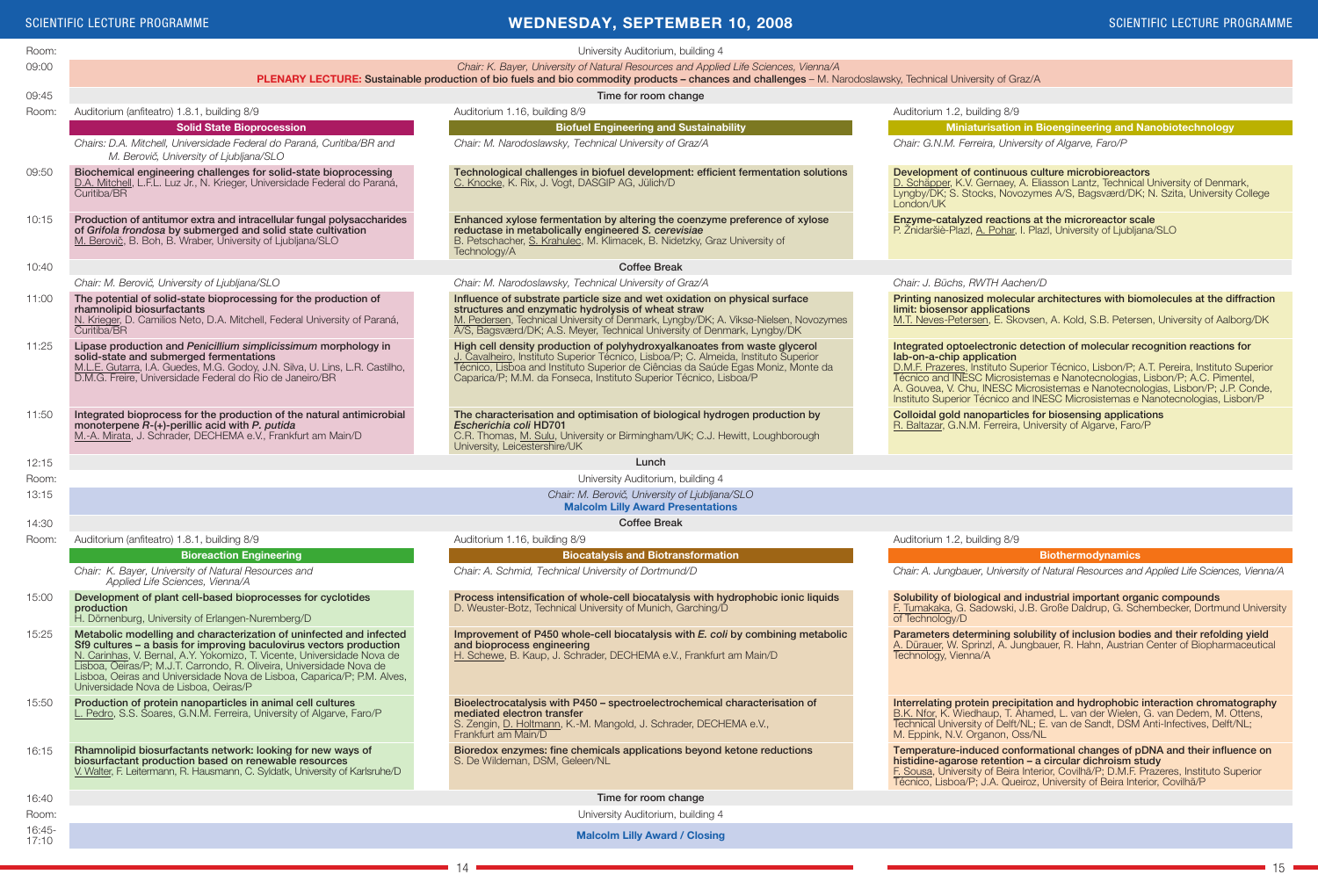# WEDNESDAY, SEPTEMBER 10, 2008

**Room:** University Auditorium, building 4

**09:00** — Chair: K. Bayer, University of Natural Resources and Applied Life Sciences, Vienna/A

**PLENARY LECTURE:** Sustainable production of bio fuels and bio commodity products – chances and challenges – M. Narodoslawsky, Technical University of Graz/A

**09:45** — Time for room change

| Room: | Auditorium (anfiteatro) 1.8.1, building 8/9 | Auditorium 1.16, building 8/9 | Auditorium 1.2, building 8/9 |
|---|---|---|---|
| | **Solid State Bioprocession** | **Biofuel Engineering and Sustainability** | **Miniaturisation in Bioengineering and Nanobiotechnology** |
| | *Chairs: D.A. Mitchell, Universidade Federal do Paraná, Curitiba/BR and M. Berovič, University of Ljubljana/SLO* | *Chair: M. Narodoslawsky, Technical University of Graz/A* | *Chair: G.N.M. Ferreira, University of Algarve, Faro/P* |
| 09:50 | **Biochemical engineering challenges for solid-state bioprocessing** D.A. Mitchell, L.F.L. Luz Jr., N. Krieger, Universidade Federal do Paraná, Curitiba/BR | **Technological challenges in biofuel development: efficient fermentation solutions** C. Knocke, K. Rix, J. Vogt, DASGIP AG, Jülich/D | **Development of continuous culture microbioreactors** D. Schäpper, K.V. Gernaey, A. Eliasson Lantz, Technical University of Denmark, Lyngby/DK; S. Stocks, Novozymes A/S, Bagsværd/DK; N. Szita, University College London/UK |
| 10:15 | **Production of antitumor extra and intracellular fungal polysaccharides of *Grifola frondosa* by submerged and solid state cultivation** M. Berovič, B. Boh, B. Wraber, University of Ljubljana/SLO | **Enhanced xylose fermentation by altering the coenzyme preference of xylose reductase in metabolically engineered *S. cerevisiae*** B. Petschacher, S. Krahulec, M. Klimacek, B. Nidetzky, Graz University of Technology/A | **Enzyme-catalyzed reactions at the microreactor scale** P. Žnidaršič-Plazl, A. Pohar, I. Plazl, University of Ljubljana/SLO |
| 10:40 | Coffee Break | | |
| | *Chair: M. Berovič, University of Ljubljana/SLO* | *Chair: M. Narodoslawsky, Technical University of Graz/A* | *Chair: J. Büchs, RWTH Aachen/D* |
| 11:00 | **The potential of solid-state bioprocessing for the production of rhamnolipid biosurfactants** N. Krieger, D. Camilios Neto, D.A. Mitchell, Federal University of Paraná, Curitiba/BR | **Influence of substrate particle size and wet oxidation on physical surface structures and enzymatic hydrolysis of wheat straw** M. Pedersen, Technical University of Denmark, Lyngby/DK; A. Viksø-Nielsen, Novozymes A/S, Bagsværd/DK; A.S. Meyer, Technical University of Denmark, Lyngby/DK | **Printing nanosized molecular architectures with biomolecules at the diffraction limit: biosensor applications** M.T. Neves-Petersen, E. Skovsen, A. Kold, S.B. Petersen, University of Aalborg/DK |
| 11:25 | **Lipase production and *Penicillium simplicissimum* morphology in solid-state and submerged fermentations** M.L.E. Gutarra, I.A. Guedes, M.G. Godoy, J.N. Silva, U. Lins, L.R. Castilho, D.M.G. Freire, Universidade Federal do Rio de Janeiro/BR | **High cell density production of polyhydroxyalkanoates from waste glycerol** J. Cavalheiro, Instituto Superior Técnico, Lisboa/P; C. Almeida, Instituto Superior Técnico, Lisboa and Instituto Superior de Ciências da Saúde Egas Moniz, Monte da Caparica/P; M.M. da Fonseca, Instituto Superior Técnico, Lisboa/P | **Integrated optoelectronic detection of molecular recognition reactions for lab-on-a-chip application** D.M.F. Prazeres, Instituto Superior Técnico, Lisbon/P; A.T. Pereira, Instituto Superior Técnico and INESC Microsistemas e Nanotecnologias, Lisbon/P; A.C. Pimentel, A. Gouvea, V. Chu, INESC Microsistemas e Nanotecnologias, Lisbon/P; J.P. Conde, Instituto Superior Técnico and INESC Microsistemas e Nanotecnologias, Lisbon/P |
| 11:50 | **Integrated bioprocess for the production of the natural antimicrobial monoterpene *R*-(+)-perillic acid with *P. putida*** M.-A. Mirata, J. Schrader, DECHEMA e.V., Frankfurt am Main/D | **The characterisation and optimisation of biological hydrogen production by *Escherichia coli* HD701** C.R. Thomas, M. Sulu, University or Birmingham/UK; C.J. Hewitt, Loughborough University, Leicestershire/UK | **Colloidal gold nanoparticles for biosensing applications** R. Baltazar, G.N.M. Ferreira, University of Algarve, Faro/P |
| 12:15 | Lunch | | |

**Room:** University Auditorium, building 4

**13:15** — *Chair: M. Berovič, University of Ljubljana/SLO*
**Malcolm Lilly Award Presentations**

**14:30** — Coffee Break

| Room: | Auditorium (anfiteatro) 1.8.1, building 8/9 | Auditorium 1.16, building 8/9 | Auditorium 1.2, building 8/9 |
|---|---|---|---|
| | **Bioreaction Engineering** | **Biocatalysis and Biotransformation** | **Biothermodynamics** |
| | *Chair: K. Bayer, University of Natural Resources and Applied Life Sciences, Vienna/A* | *Chair: A. Schmid, Technical University of Dortmund/D* | *Chair: A. Jungbauer, University of Natural Resources and Applied Life Sciences, Vienna/A* |
| 15:00 | **Development of plant cell-based bioprocesses for cyclotides production** H. Dörnenburg, University of Erlangen-Nuremberg/D | **Process intensification of whole-cell biocatalysis with hydrophobic ionic liquids** D. Weuster-Botz, Technical University of Munich, Garching/D | **Solubility of biological and industrial important organic compounds** F. Tumakaka, G. Sadowski, J.B. Große Daldrup, G. Schembecker, Dortmund University of Technology/D |
| 15:25 | **Metabolic modelling and characterization of uninfected and infected Sf9 cultures – a basis for improving baculovirus vectors production** N. Carinhas, V. Bernal, A.Y. Yokomizo, T. Vicente, Universidade Nova de Lisboa, Oeiras/P; M.J.T. Carrondo, R. Oliveira, Universidade Nova de Lisboa, Oeiras and Universidade Nova de Lisboa, Caparica/P; P.M. Alves, Universidade Nova de Lisboa, Oeiras/P | **Improvement of P450 whole-cell biocatalysis with *E. coli* by combining metabolic and bioprocess engineering** H. Schewe, B. Kaup, J. Schrader, DECHEMA e.V., Frankfurt am Main/D | **Parameters determining solubility of inclusion bodies and their refolding yield** A. Dürauer, W. Sprinzl, A. Jungbauer, R. Hahn, Austrian Center of Biopharmaceutical Technology, Vienna/A |
| 15:50 | **Production of protein nanoparticles in animal cell cultures** L. Pedro, S.S. Soares, G.N.M. Ferreira, University of Algarve, Faro/P | **Bioelectrocatalysis with P450 – spectroelectrochemical characterisation of mediated electron transfer** S. Zengin, D. Holtmann, K.-M. Mangold, J. Schrader, DECHEMA e.V., Frankfurt am Main/D | **Interrelating protein precipitation and hydrophobic interaction chromatography** B.K. Nfor, K. Wiedhaup, T. Ahamed, L. van der Wielen, G. van Dedem, M. Ottens, Technical University of Delft/NL; E. van de Sandt, DSM Anti-Infectives, Delft/NL; M. Eppink, N.V. Organon, Oss/NL |
| 16:15 | **Rhamnolipid biosurfactants network: looking for new ways of biosurfactant production based on renewable resources** V. Walter, F. Leitermann, R. Hausmann, C. Syldatk, University of Karlsruhe/D | **Bioredox enzymes: fine chemicals applications beyond ketone reductions** S. De Wildeman, DSM, Geleen/NL | **Temperature-induced conformational changes of pDNA and their influence on histidine-agarose retention – a circular dichroism study** F. Sousa, University of Beira Interior, Covilhã/P; D.M.F. Prazeres, Instituto Superior Técnico, Lisboa/P; J.A. Queiroz, University of Beira Interior, Covilhã/P |

**16:40** — Time for room change

**Room:** University Auditorium, building 4

**16:45–17:10** — **Malcolm Lilly Award / Closing**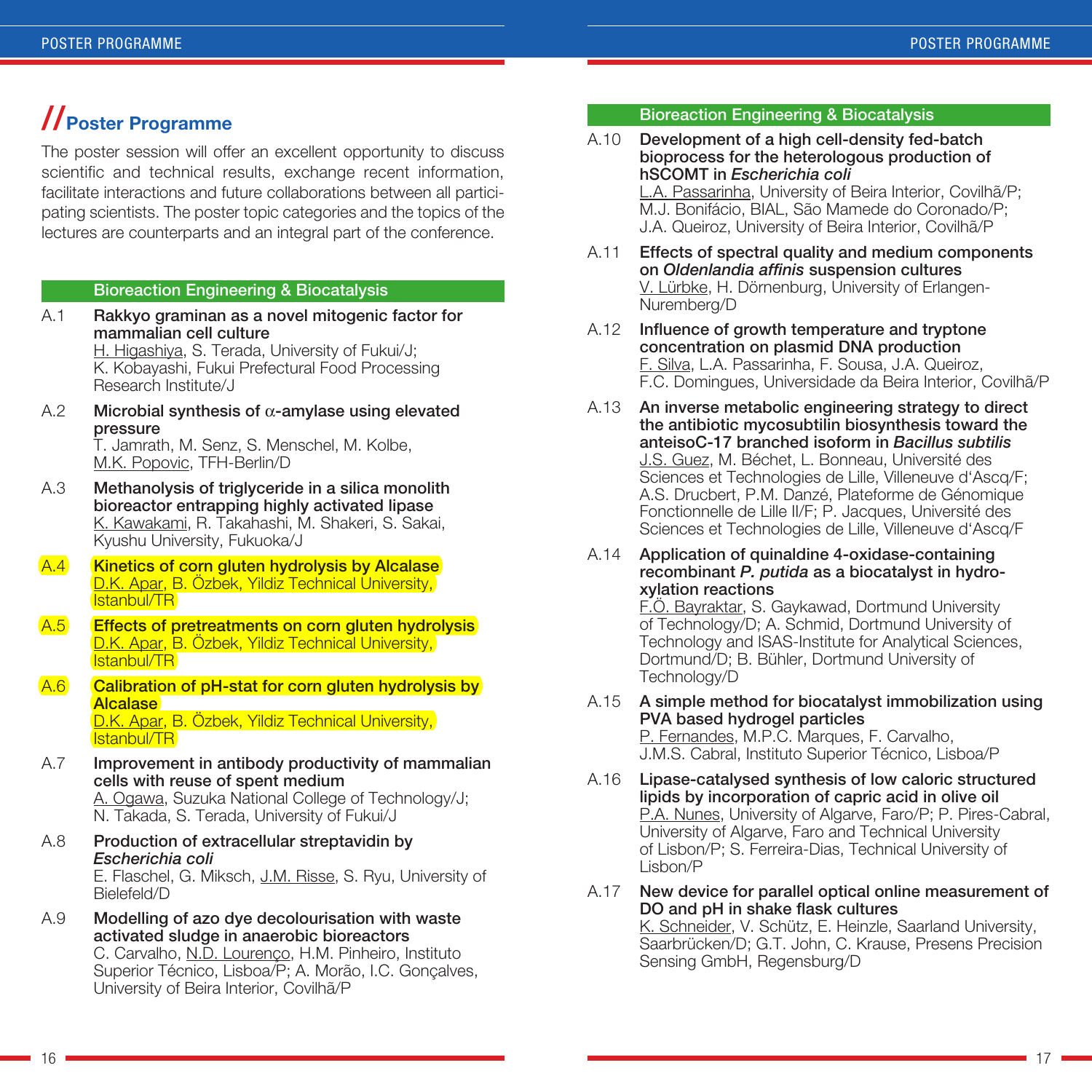## //Poster Programme

The poster session will offer an excellent opportunity to discuss scientific and technical results, exchange recent information, facilitate interactions and future collaborations between all participating scientists. The poster topic categories and the topics of the lectures are counterparts and an integral part of the conference.

### Bioreaction Engineering & Biocatalysis

A.1 **Rakkyo graminan as a novel mitogenic factor for mammalian cell culture**
H. Higashiya, S. Terada, University of Fukui/J; K. Kobayashi, Fukui Prefectural Food Processing Research Institute/J

A.2 **Microbial synthesis of α-amylase using elevated pressure**
T. Jamrath, M. Senz, S. Menschel, M. Kolbe, M.K. Popovic, TFH-Berlin/D

A.3 **Methanolysis of triglyceride in a silica monolith bioreactor entrapping highly activated lipase**
K. Kawakami, R. Takahashi, M. Shakeri, S. Sakai, Kyushu University, Fukuoka/J

A.4 **Kinetics of corn gluten hydrolysis by Alcalase**
D.K. Apar, B. Özbek, Yildiz Technical University, Istanbul/TR

A.5 **Effects of pretreatments on corn gluten hydrolysis**
D.K. Apar, B. Özbek, Yildiz Technical University, Istanbul/TR

A.6 **Calibration of pH-stat for corn gluten hydrolysis by Alcalase**
D.K. Apar, B. Özbek, Yildiz Technical University, Istanbul/TR

A.7 **Improvement in antibody productivity of mammalian cells with reuse of spent medium**
A. Ogawa, Suzuka National College of Technology/J; N. Takada, S. Terada, University of Fukui/J

A.8 **Production of extracellular streptavidin by *Escherichia coli***
E. Flaschel, G. Miksch, J.M. Risse, S. Ryu, University of Bielefeld/D

A.9 **Modelling of azo dye decolourisation with waste activated sludge in anaerobic bioreactors**
C. Carvalho, N.D. Lourenço, H.M. Pinheiro, Instituto Superior Técnico, Lisboa/P; A. Morão, I.C. Gonçalves, University of Beira Interior, Covilhã/P

### Bioreaction Engineering & Biocatalysis

A.10 **Development of a high cell-density fed-batch bioprocess for the heterologous production of hSCOMT in *Escherichia coli***
L.A. Passarinha, University of Beira Interior, Covilhã/P; M.J. Bonifácio, BIAL, São Mamede do Coronado/P; J.A. Queiroz, University of Beira Interior, Covilhã/P

A.11 **Effects of spectral quality and medium components on *Oldenlandia affinis* suspension cultures**
V. Lürbke, H. Dörnenburg, University of Erlangen-Nuremberg/D

A.12 **Influence of growth temperature and tryptone concentration on plasmid DNA production**
F. Silva, L.A. Passarinha, F. Sousa, J.A. Queiroz, F.C. Domingues, Universidade da Beira Interior, Covilhã/P

A.13 **An inverse metabolic engineering strategy to direct the antibiotic mycosubtilin biosynthesis toward the anteisoC-17 branched isoform in *Bacillus subtilis***
J.S. Guez, M. Béchet, L. Bonneau, Université des Sciences et Technologies de Lille, Villeneuve d'Ascq/F; A.S. Drucbert, P.M. Danzé, Plateforme de Génomique Fonctionnelle de Lille II/F; P. Jacques, Université des Sciences et Technologies de Lille, Villeneuve d'Ascq/F

A.14 **Application of quinaldine 4-oxidase-containing recombinant *P. putida* as a biocatalyst in hydroxylation reactions**
F.Ö. Bayraktar, S. Gaykawad, Dortmund University of Technology/D; A. Schmid, Dortmund University of Technology and ISAS-Institute for Analytical Sciences, Dortmund/D; B. Bühler, Dortmund University of Technology/D

A.15 **A simple method for biocatalyst immobilization using PVA based hydrogel particles**
P. Fernandes, M.P.C. Marques, F. Carvalho, J.M.S. Cabral, Instituto Superior Técnico, Lisboa/P

A.16 **Lipase-catalysed synthesis of low caloric structured lipids by incorporation of capric acid in olive oil**
P.A. Nunes, University of Algarve, Faro/P; P. Pires-Cabral, University of Algarve, Faro and Technical University of Lisbon/P; S. Ferreira-Dias, Technical University of Lisbon/P

A.17 **New device for parallel optical online measurement of DO and pH in shake flask cultures**
K. Schneider, V. Schütz, E. Heinzle, Saarland University, Saarbrücken/D; G.T. John, C. Krause, Presens Precision Sensing GmbH, Regensburg/D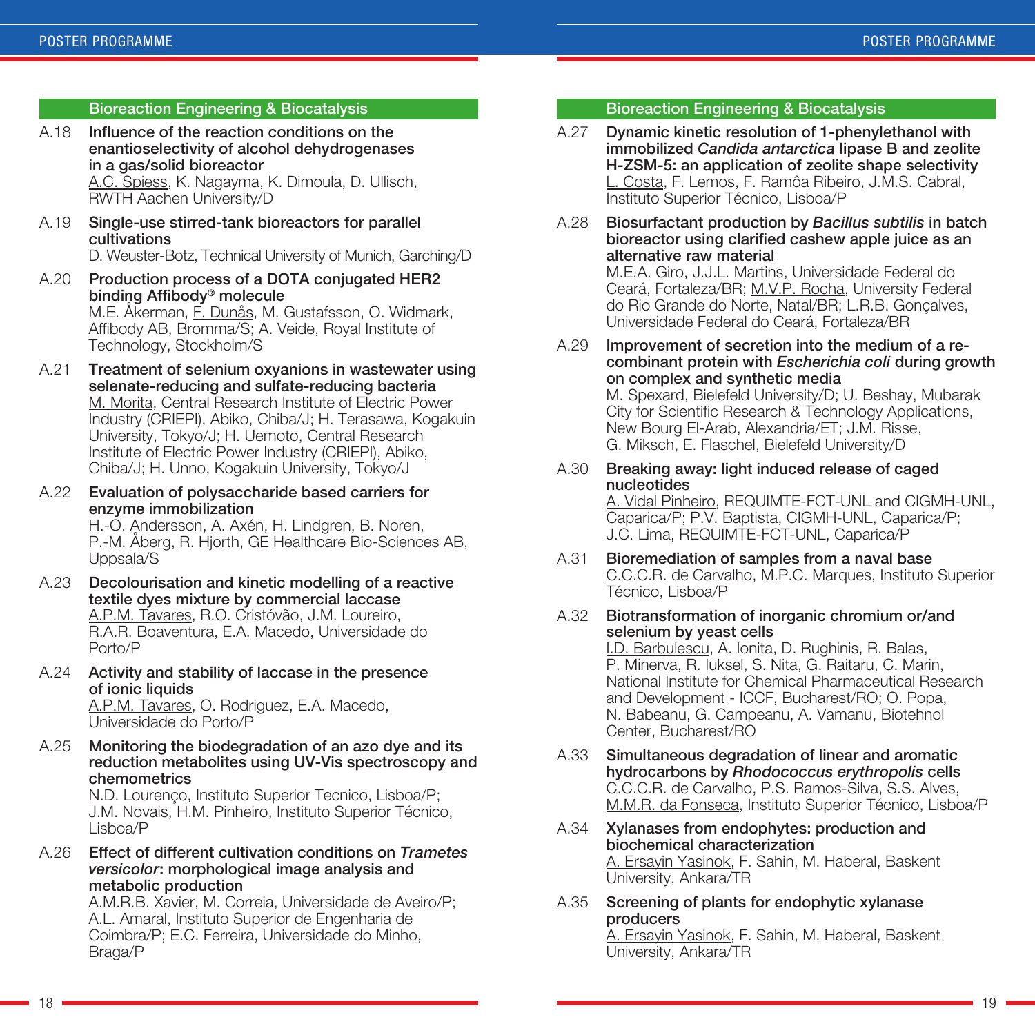## Bioreaction Engineering & Biocatalysis

A.18 **Influence of the reaction conditions on the enantioselectivity of alcohol dehydrogenases in a gas/solid bioreactor**
A.C. Spiess, K. Nagayma, K. Dimoula, D. Ullisch, RWTH Aachen University/D

A.19 **Single-use stirred-tank bioreactors for parallel cultivations**
D. Weuster-Botz, Technical University of Munich, Garching/D

A.20 **Production process of a DOTA conjugated HER2 binding Affibody® molecule**
M.E. Åkerman, F. Dunås, M. Gustafsson, O. Widmark, Affibody AB, Bromma/S; A. Veide, Royal Institute of Technology, Stockholm/S

A.21 **Treatment of selenium oxyanions in wastewater using selenate-reducing and sulfate-reducing bacteria**
M. Morita, Central Research Institute of Electric Power Industry (CRIEPI), Abiko, Chiba/J; H. Terasawa, Kogakuin University, Tokyo/J; H. Uemoto, Central Research Institute of Electric Power Industry (CRIEPI), Abiko, Chiba/J; H. Unno, Kogakuin University, Tokyo/J

A.22 **Evaluation of polysaccharide based carriers for enzyme immobilization**
H.-O. Andersson, A. Axén, H. Lindgren, B. Noren, P.-M. Åberg, R. Hjorth, GE Healthcare Bio-Sciences AB, Uppsala/S

A.23 **Decolourisation and kinetic modelling of a reactive textile dyes mixture by commercial laccase**
A.P.M. Tavares, R.O. Cristóvão, J.M. Loureiro, R.A.R. Boaventura, E.A. Macedo, Universidade do Porto/P

A.24 **Activity and stability of laccase in the presence of ionic liquids**
A.P.M. Tavares, O. Rodriguez, E.A. Macedo, Universidade do Porto/P

A.25 **Monitoring the biodegradation of an azo dye and its reduction metabolites using UV-Vis spectroscopy and chemometrics**
N.D. Lourenço, Instituto Superior Tecnico, Lisboa/P; J.M. Novais, H.M. Pinheiro, Instituto Superior Técnico, Lisboa/P

A.26 **Effect of different cultivation conditions on *Trametes versicolor*: morphological image analysis and metabolic production**
A.M.R.B. Xavier, M. Correia, Universidade de Aveiro/P; A.L. Amaral, Instituto Superior de Engenharia de Coimbra/P; E.C. Ferreira, Universidade do Minho, Braga/P

## Bioreaction Engineering & Biocatalysis

A.27 **Dynamic kinetic resolution of 1-phenylethanol with immobilized *Candida antarctica* lipase B and zeolite H-ZSM-5: an application of zeolite shape selectivity**
L. Costa, F. Lemos, F. Ramôa Ribeiro, J.M.S. Cabral, Instituto Superior Técnico, Lisboa/P

A.28 **Biosurfactant production by *Bacillus subtilis* in batch bioreactor using clarified cashew apple juice as an alternative raw material**
M.E.A. Giro, J.J.L. Martins, Universidade Federal do Ceará, Fortaleza/BR; M.V.P. Rocha, University Federal do Rio Grande do Norte, Natal/BR; L.R.B. Gonçalves, Universidade Federal do Ceará, Fortaleza/BR

A.29 **Improvement of secretion into the medium of a recombinant protein with *Escherichia coli* during growth on complex and synthetic media**
M. Spexard, Bielefeld University/D; U. Beshay, Mubarak City for Scientific Research & Technology Applications, New Bourg El-Arab, Alexandria/ET; J.M. Risse, G. Miksch, E. Flaschel, Bielefeld University/D

A.30 **Breaking away: light induced release of caged nucleotides**
A. Vidal Pinheiro, REQUIMTE-FCT-UNL and CIGMH-UNL, Caparica/P; P.V. Baptista, CIGMH-UNL, Caparica/P; J.C. Lima, REQUIMTE-FCT-UNL, Caparica/P

A.31 **Bioremediation of samples from a naval base**
C.C.C.R. de Carvalho, M.P.C. Marques, Instituto Superior Técnico, Lisboa/P

A.32 **Biotransformation of inorganic chromium or/and selenium by yeast cells**
I.D. Barbulescu, A. Ionita, D. Rughinis, R. Balas, P. Minerva, R. Iuksel, S. Nita, G. Raitaru, C. Marin, National Institute for Chemical Pharmaceutical Research and Development - ICCF, Bucharest/RO; O. Popa, N. Babeanu, G. Campeanu, A. Vamanu, Biotehnol Center, Bucharest/RO

A.33 **Simultaneous degradation of linear and aromatic hydrocarbons by *Rhodococcus erythropolis* cells**
C.C.C.R. de Carvalho, P.S. Ramos-Silva, S.S. Alves, M.M.R. da Fonseca, Instituto Superior Técnico, Lisboa/P

A.34 **Xylanases from endophytes: production and biochemical characterization**
A. Ersayin Yasinok, F. Sahin, M. Haberal, Baskent University, Ankara/TR

A.35 **Screening of plants for endophytic xylanase producers**
A. Ersayin Yasinok, F. Sahin, M. Haberal, Baskent University, Ankara/TR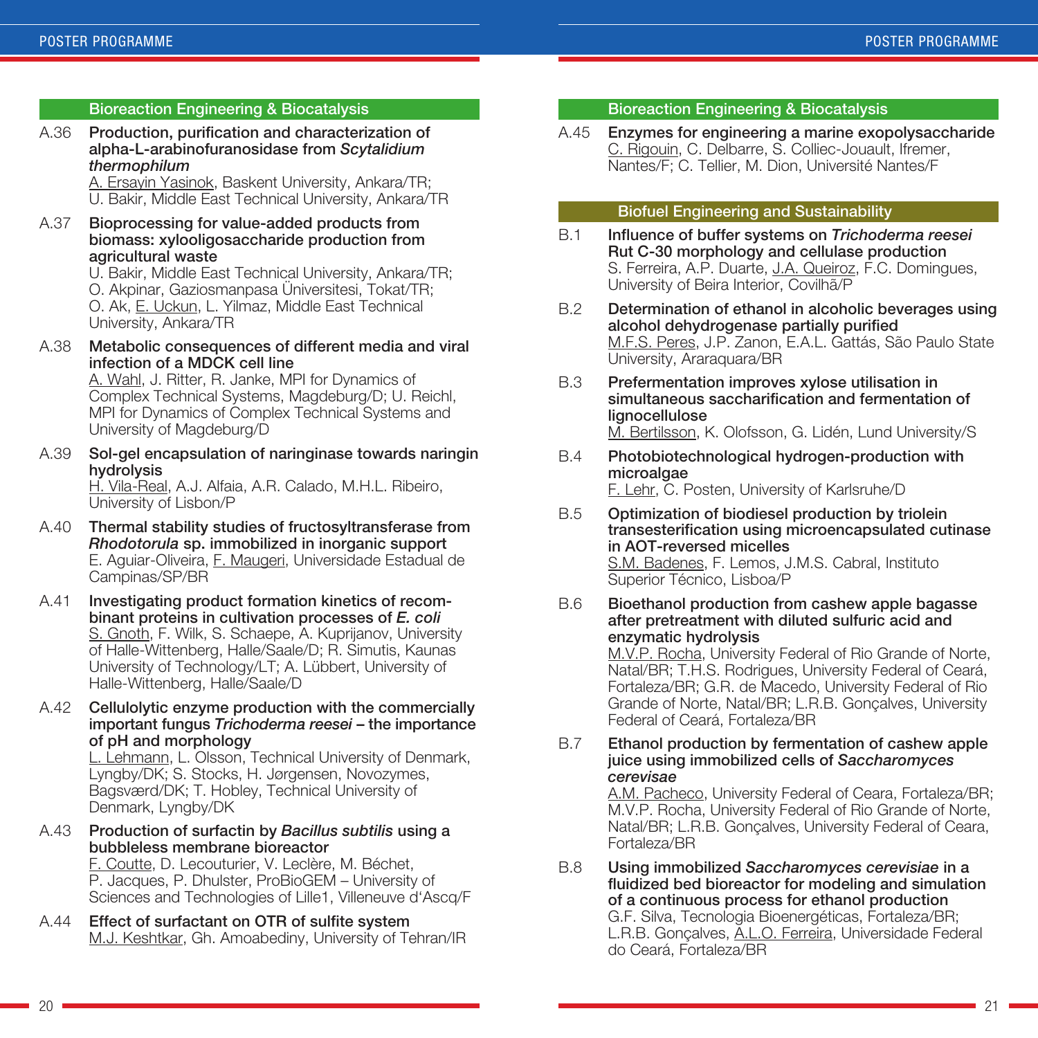## Bioreaction Engineering & Biocatalysis

**A.36 Production, purification and characterization of alpha-L-arabinofuranosidase from *Scytalidium thermophilum***
A. Ersayin Yasinok, Baskent University, Ankara/TR; U. Bakir, Middle East Technical University, Ankara/TR

**A.37 Bioprocessing for value-added products from biomass: xylooligosaccharide production from agricultural waste**
U. Bakir, Middle East Technical University, Ankara/TR; O. Akpinar, Gaziosmanpasa Üniversitesi, Tokat/TR; O. Ak, E. Uckun, L. Yilmaz, Middle East Technical University, Ankara/TR

**A.38 Metabolic consequences of different media and viral infection of a MDCK cell line**
A. Wahl, J. Ritter, R. Janke, MPI for Dynamics of Complex Technical Systems, Magdeburg/D; U. Reichl, MPI for Dynamics of Complex Technical Systems and University of Magdeburg/D

**A.39 Sol-gel encapsulation of naringinase towards naringin hydrolysis**
H. Vila-Real, A.J. Alfaia, A.R. Calado, M.H.L. Ribeiro, University of Lisbon/P

**A.40 Thermal stability studies of fructosyltransferase from *Rhodotorula* sp. immobilized in inorganic support**
E. Aguiar-Oliveira, F. Maugeri, Universidade Estadual de Campinas/SP/BR

**A.41 Investigating product formation kinetics of recombinant proteins in cultivation processes of *E. coli***
S. Gnoth, F. Wilk, S. Schaepe, A. Kuprijanov, University of Halle-Wittenberg, Halle/Saale/D; R. Simutis, Kaunas University of Technology/LT; A. Lübbert, University of Halle-Wittenberg, Halle/Saale/D

**A.42 Cellulolytic enzyme production with the commercially important fungus *Trichoderma reesei* – the importance of pH and morphology**
L. Lehmann, L. Olsson, Technical University of Denmark, Lyngby/DK; S. Stocks, H. Jørgensen, Novozymes, Bagsværd/DK; T. Hobley, Technical University of Denmark, Lyngby/DK

**A.43 Production of surfactin by *Bacillus subtilis* using a bubbleless membrane bioreactor**
F. Coutte, D. Lecouturier, V. Leclère, M. Béchet, P. Jacques, P. Dhulster, ProBioGEM – University of Sciences and Technologies of Lille1, Villeneuve d'Ascq/F

**A.44 Effect of surfactant on OTR of sulfite system**
M.J. Keshtkar, Gh. Amoabediny, University of Tehran/IR

## Bioreaction Engineering & Biocatalysis

**A.45 Enzymes for engineering a marine exopolysaccharide**
C. Rigouin, C. Delbarre, S. Colliec-Jouault, Ifremer, Nantes/F; C. Tellier, M. Dion, Université Nantes/F

## Biofuel Engineering and Sustainability

**B.1 Influence of buffer systems on *Trichoderma reesei* Rut C-30 morphology and cellulase production**
S. Ferreira, A.P. Duarte, J.A. Queiroz, F.C. Domingues, University of Beira Interior, Covilhã/P

**B.2 Determination of ethanol in alcoholic beverages using alcohol dehydrogenase partially purified**
M.F.S. Peres, J.P. Zanon, E.A.L. Gattás, São Paulo State University, Araraquara/BR

**B.3 Prefermentation improves xylose utilisation in simultaneous saccharification and fermentation of lignocellulose**
M. Bertilsson, K. Olofsson, G. Lidén, Lund University/S

**B.4 Photobiotechnological hydrogen-production with microalgae**
F. Lehr, C. Posten, University of Karlsruhe/D

**B.5 Optimization of biodiesel production by triolein transesterification using microencapsulated cutinase in AOT-reversed micelles**
S.M. Badenes, F. Lemos, J.M.S. Cabral, Instituto Superior Técnico, Lisboa/P

**B.6 Bioethanol production from cashew apple bagasse after pretreatment with diluted sulfuric acid and enzymatic hydrolysis**
M.V.P. Rocha, University Federal of Rio Grande of Norte, Natal/BR; T.H.S. Rodrigues, University Federal of Ceará, Fortaleza/BR; G.R. de Macedo, University Federal of Rio Grande of Norte, Natal/BR; L.R.B. Gonçalves, University Federal of Ceará, Fortaleza/BR

**B.7 Ethanol production by fermentation of cashew apple juice using immobilized cells of *Saccharomyces cerevisae***
A.M. Pacheco, University Federal of Ceara, Fortaleza/BR; M.V.P. Rocha, University Federal of Rio Grande of Norte, Natal/BR; L.R.B. Gonçalves, University Federal of Ceara, Fortaleza/BR

**B.8 Using immobilized *Saccharomyces cerevisiae* in a fluidized bed bioreactor for modeling and simulation of a continuous process for ethanol production**
G.F. Silva, Tecnologia Bioenergéticas, Fortaleza/BR; L.R.B. Gonçalves, A.L.O. Ferreira, Universidade Federal do Ceará, Fortaleza/BR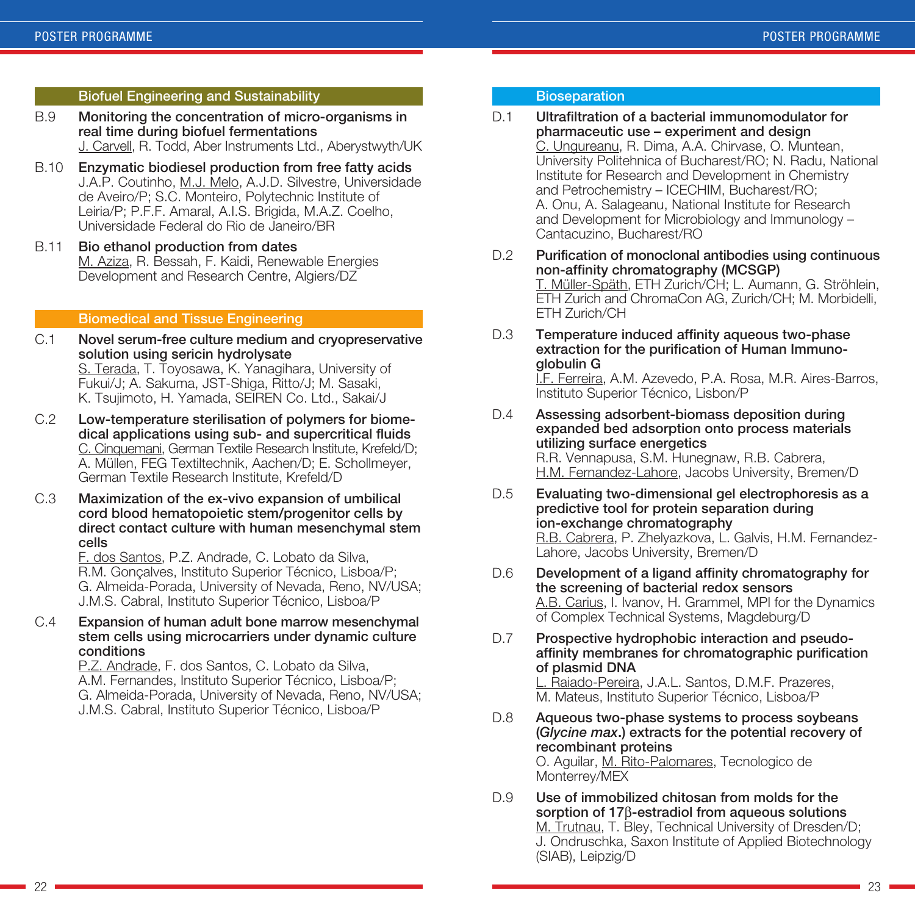## Biofuel Engineering and Sustainability

**B.9 Monitoring the concentration of micro-organisms in real time during biofuel fermentations**
J. Carvell, R. Todd, Aber Instruments Ltd., Aberystwyth/UK

**B.10 Enzymatic biodiesel production from free fatty acids**
J.A.P. Coutinho, M.J. Melo, A.J.D. Silvestre, Universidade de Aveiro/P; S.C. Monteiro, Polytechnic Institute of Leiria/P; P.F.F. Amaral, A.I.S. Brigida, M.A.Z. Coelho, Universidade Federal do Rio de Janeiro/BR

**B.11 Bio ethanol production from dates**
M. Aziza, R. Bessah, F. Kaidi, Renewable Energies Development and Research Centre, Algiers/DZ

## Biomedical and Tissue Engineering

**C.1 Novel serum-free culture medium and cryopreservative solution using sericin hydrolysate**
S. Terada, T. Toyosawa, K. Yanagihara, University of Fukui/J; A. Sakuma, JST-Shiga, Ritto/J; M. Sasaki, K. Tsujimoto, H. Yamada, SEIREN Co. Ltd., Sakai/J

**C.2 Low-temperature sterilisation of polymers for biomedical applications using sub- and supercritical fluids**
C. Cinquemani, German Textile Research Institute, Krefeld/D; A. Müllen, FEG Textiltechnik, Aachen/D; E. Schollmeyer, German Textile Research Institute, Krefeld/D

**C.3 Maximization of the ex-vivo expansion of umbilical cord blood hematopoietic stem/progenitor cells by direct contact culture with human mesenchymal stem cells**
F. dos Santos, P.Z. Andrade, C. Lobato da Silva, R.M. Gonçalves, Instituto Superior Técnico, Lisboa/P; G. Almeida-Porada, University of Nevada, Reno, NV/USA; J.M.S. Cabral, Instituto Superior Técnico, Lisboa/P

**C.4 Expansion of human adult bone marrow mesenchymal stem cells using microcarriers under dynamic culture conditions**
P.Z. Andrade, F. dos Santos, C. Lobato da Silva, A.M. Fernandes, Instituto Superior Técnico, Lisboa/P; G. Almeida-Porada, University of Nevada, Reno, NV/USA; J.M.S. Cabral, Instituto Superior Técnico, Lisboa/P

## Bioseparation

**D.1 Ultrafiltration of a bacterial immunomodulator for pharmaceutic use – experiment and design**
C. Ungureanu, R. Dima, A.A. Chirvase, O. Muntean, University Politehnica of Bucharest/RO; N. Radu, National Institute for Research and Development in Chemistry and Petrochemistry – ICECHIM, Bucharest/RO; A. Onu, A. Salageanu, National Institute for Research and Development for Microbiology and Immunology – Cantacuzino, Bucharest/RO

**D.2 Purification of monoclonal antibodies using continuous non-affinity chromatography (MCSGP)**
T. Müller-Späth, ETH Zurich/CH; L. Aumann, G. Ströhlein, ETH Zurich and ChromaCon AG, Zurich/CH; M. Morbidelli, ETH Zurich/CH

**D.3 Temperature induced affinity aqueous two-phase extraction for the purification of Human Immunoglobulin G**
I.F. Ferreira, A.M. Azevedo, P.A. Rosa, M.R. Aires-Barros, Instituto Superior Técnico, Lisbon/P

**D.4 Assessing adsorbent-biomass deposition during expanded bed adsorption onto process materials utilizing surface energetics**
R.R. Vennapusa, S.M. Hunegnaw, R.B. Cabrera, H.M. Fernandez-Lahore, Jacobs University, Bremen/D

**D.5 Evaluating two-dimensional gel electrophoresis as a predictive tool for protein separation during ion-exchange chromatography**
R.B. Cabrera, P. Zhelyazkova, L. Galvis, H.M. Fernandez-Lahore, Jacobs University, Bremen/D

**D.6 Development of a ligand affinity chromatography for the screening of bacterial redox sensors**
A.B. Carius, I. Ivanov, H. Grammel, MPI for the Dynamics of Complex Technical Systems, Magdeburg/D

**D.7 Prospective hydrophobic interaction and pseudo-affinity membranes for chromatographic purification of plasmid DNA**
L. Raiado-Pereira, J.A.L. Santos, D.M.F. Prazeres, M. Mateus, Instituto Superior Técnico, Lisboa/P

**D.8 Aqueous two-phase systems to process soybeans (*Glycine max*.) extracts for the potential recovery of recombinant proteins**
O. Aguilar, M. Rito-Palomares, Tecnologico de Monterrey/MEX

**D.9 Use of immobilized chitosan from molds for the sorption of 17β-estradiol from aqueous solutions**
M. Trutnau, T. Bley, Technical University of Dresden/D; J. Ondruschka, Saxon Institute of Applied Biotechnology (SIAB), Leipzig/D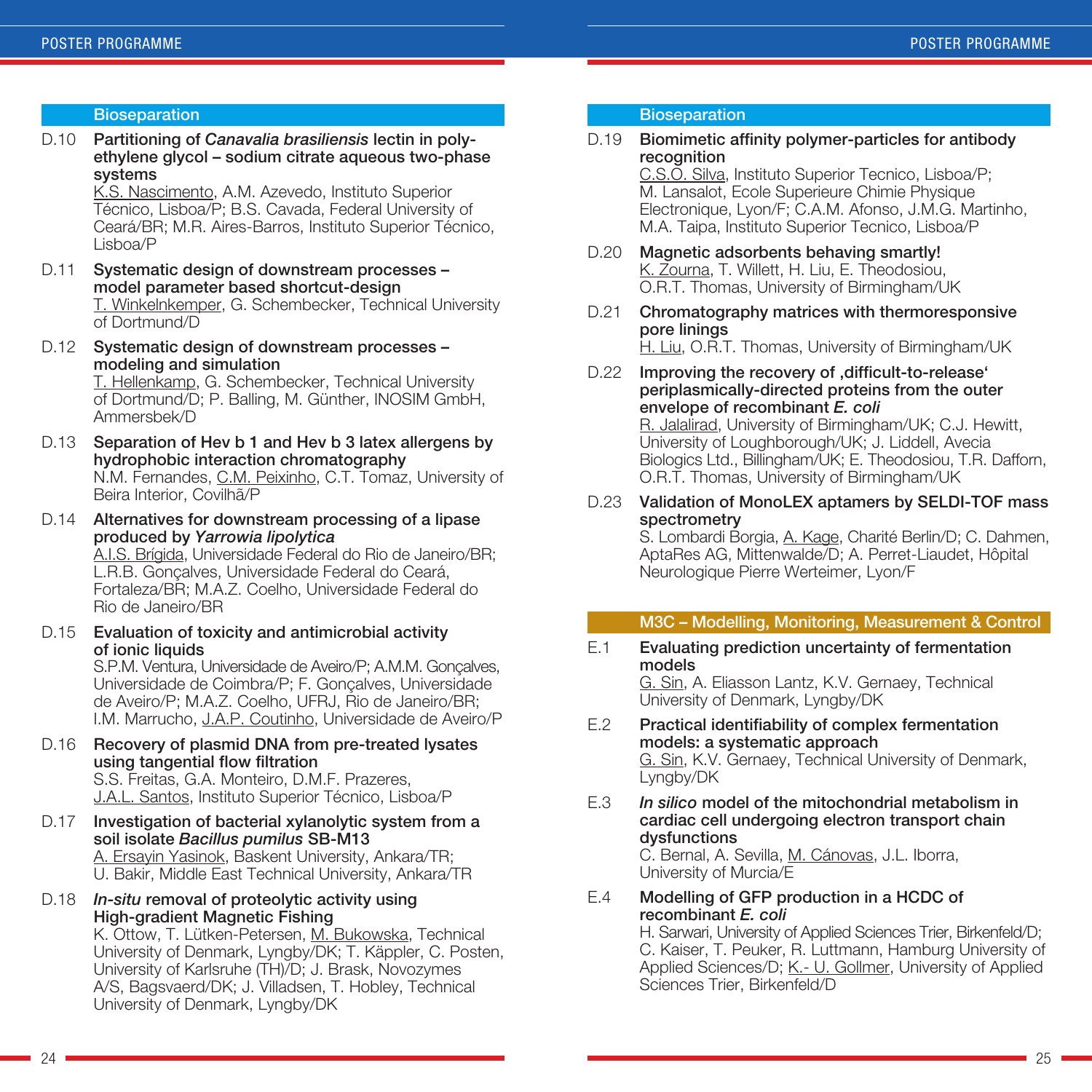## Bioseparation

**D.10 Partitioning of *Canavalia brasiliensis* lectin in polyethylene glycol – sodium citrate aqueous two-phase systems**
K.S. Nascimento, A.M. Azevedo, Instituto Superior Técnico, Lisboa/P; B.S. Cavada, Federal University of Ceará/BR; M.R. Aires-Barros, Instituto Superior Técnico, Lisboa/P

**D.11 Systematic design of downstream processes – model parameter based shortcut-design**
T. Winkelnkemper, G. Schembecker, Technical University of Dortmund/D

**D.12 Systematic design of downstream processes – modeling and simulation**
T. Hellenkamp, G. Schembecker, Technical University of Dortmund/D; P. Balling, M. Günther, INOSIM GmbH, Ammersbek/D

**D.13 Separation of Hev b 1 and Hev b 3 latex allergens by hydrophobic interaction chromatography**
N.M. Fernandes, C.M. Peixinho, C.T. Tomaz, University of Beira Interior, Covilhã/P

**D.14 Alternatives for downstream processing of a lipase produced by *Yarrowia lipolytica***
A.I.S. Brígida, Universidade Federal do Rio de Janeiro/BR; L.R.B. Gonçalves, Universidade Federal do Ceará, Fortaleza/BR; M.A.Z. Coelho, Universidade Federal do Rio de Janeiro/BR

**D.15 Evaluation of toxicity and antimicrobial activity of ionic liquids**
S.P.M. Ventura, Universidade de Aveiro/P; A.M.M. Gonçalves, Universidade de Coimbra/P; F. Gonçalves, Universidade de Aveiro/P; M.A.Z. Coelho, UFRJ, Rio de Janeiro/BR; I.M. Marrucho, J.A.P. Coutinho, Universidade de Aveiro/P

**D.16 Recovery of plasmid DNA from pre-treated lysates using tangential flow filtration**
S.S. Freitas, G.A. Monteiro, D.M.F. Prazeres, J.A.L. Santos, Instituto Superior Técnico, Lisboa/P

**D.17 Investigation of bacterial xylanolytic system from a soil isolate *Bacillus pumilus* SB-M13**
A. Ersayin Yasinok, Baskent University, Ankara/TR; U. Bakir, Middle East Technical University, Ankara/TR

**D.18 *In-situ* removal of proteolytic activity using High-gradient Magnetic Fishing**
K. Ottow, T. Lütken-Petersen, M. Bukowska, Technical University of Denmark, Lyngby/DK; T. Käppler, C. Posten, University of Karlsruhe (TH)/D; J. Brask, Novozymes A/S, Bagsvaerd/DK; J. Villadsen, T. Hobley, Technical University of Denmark, Lyngby/DK

## Bioseparation

**D.19 Biomimetic affinity polymer-particles for antibody recognition**
C.S.O. Silva, Instituto Superior Tecnico, Lisboa/P; M. Lansalot, Ecole Superieure Chimie Physique Electronique, Lyon/F; C.A.M. Afonso, J.M.G. Martinho, M.A. Taipa, Instituto Superior Tecnico, Lisboa/P

**D.20 Magnetic adsorbents behaving smartly!**
K. Zourna, T. Willett, H. Liu, E. Theodosiou, O.R.T. Thomas, University of Birmingham/UK

**D.21 Chromatography matrices with thermoresponsive pore linings**
H. Liu, O.R.T. Thomas, University of Birmingham/UK

**D.22 Improving the recovery of ‚difficult-to-release' periplasmically-directed proteins from the outer envelope of recombinant *E. coli***
R. Jalalirad, University of Birmingham/UK; C.J. Hewitt, University of Loughborough/UK; J. Liddell, Avecia Biologics Ltd., Billingham/UK; E. Theodosiou, T.R. Daffon, O.R.T. Thomas, University of Birmingham/UK

**D.23 Validation of MonoLEX aptamers by SELDI-TOF mass spectrometry**
S. Lombardi Borgia, A. Kage, Charité Berlin/D; C. Dahmen, AptaRes AG, Mittenwalde/D; A. Perret-Liaudet, Hôpital Neurologique Pierre Werteimer, Lyon/F

## M3C – Modelling, Monitoring, Measurement & Control

**E.1 Evaluating prediction uncertainty of fermentation models**
G. Sin, A. Eliasson Lantz, K.V. Gernaey, Technical University of Denmark, Lyngby/DK

**E.2 Practical identifiability of complex fermentation models: a systematic approach**
G. Sin, K.V. Gernaey, Technical University of Denmark, Lyngby/DK

**E.3 *In silico* model of the mitochondrial metabolism in cardiac cell undergoing electron transport chain dysfunctions**
C. Bernal, A. Sevilla, M. Cánovas, J.L. Iborra, University of Murcia/E

**E.4 Modelling of GFP production in a HCDC of recombinant *E. coli***
H. Sarwari, University of Applied Sciences Trier, Birkenfeld/D; C. Kaiser, T. Peuker, R. Luttmann, Hamburg University of Applied Sciences/D; K.- U. Gollmer, University of Applied Sciences Trier, Birkenfeld/D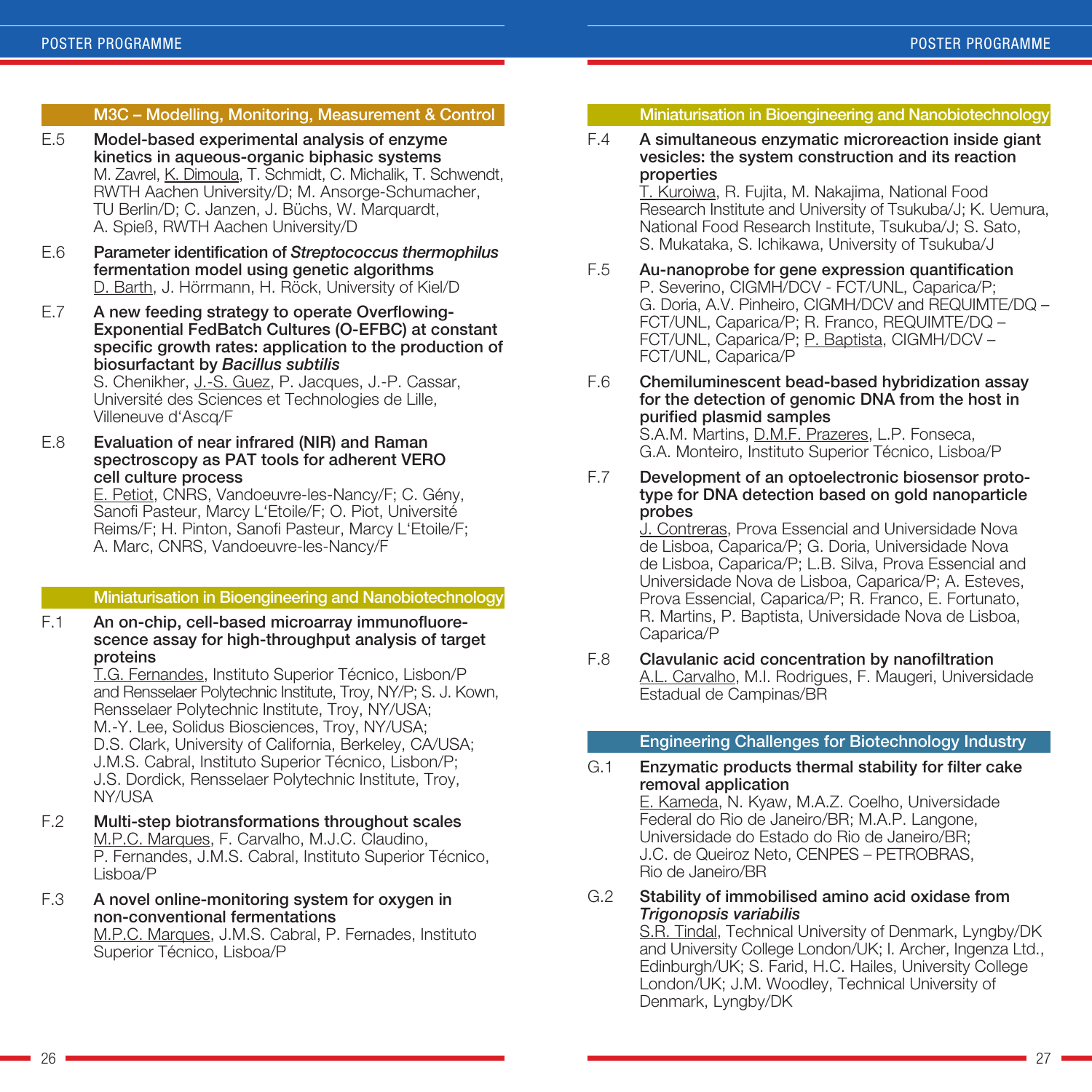## M3C – Modelling, Monitoring, Measurement & Control

E.5 **Model-based experimental analysis of enzyme kinetics in aqueous-organic biphasic systems**
M. Zavrel, K. Dimoula, T. Schmidt, C. Michalik, T. Schwendt, RWTH Aachen University/D; M. Ansorge-Schumacher, TU Berlin/D; C. Janzen, J. Büchs, W. Marquardt, A. Spieß, RWTH Aachen University/D

E.6 **Parameter identification of *Streptococcus thermophilus* fermentation model using genetic algorithms**
D. Barth, J. Hörrmann, H. Röck, University of Kiel/D

E.7 **A new feeding strategy to operate Overflowing-Exponential FedBatch Cultures (O-EFBC) at constant specific growth rates: application to the production of biosurfactant by *Bacillus subtilis***
S. Chenikher, J.-S. Guez, P. Jacques, J.-P. Cassar, Université des Sciences et Technologies de Lille, Villeneuve d'Ascq/F

E.8 **Evaluation of near infrared (NIR) and Raman spectroscopy as PAT tools for adherent VERO cell culture process**
E. Petiot, CNRS, Vandoeuvre-les-Nancy/F; C. Gény, Sanofi Pasteur, Marcy L'Etoile/F; O. Piot, Université Reims/F; H. Pinton, Sanofi Pasteur, Marcy L'Etoile/F; A. Marc, CNRS, Vandoeuvre-les-Nancy/F

## Miniaturisation in Bioengineering and Nanobiotechnology

F.1 **An on-chip, cell-based microarray immunofluorescence assay for high-throughput analysis of target proteins**
T.G. Fernandes, Instituto Superior Técnico, Lisbon/P and Rensselaer Polytechnic Institute, Troy, NY/P; S. J. Kown, Rensselaer Polytechnic Institute, Troy, NY/USA; M.-Y. Lee, Solidus Biosciences, Troy, NY/USA; D.S. Clark, University of California, Berkeley, CA/USA; J.M.S. Cabral, Instituto Superior Técnico, Lisbon/P; J.S. Dordick, Rensselaer Polytechnic Institute, Troy, NY/USA

F.2 **Multi-step biotransformations throughout scales**
M.P.C. Marques, F. Carvalho, M.J.C. Claudino, P. Fernandes, J.M.S. Cabral, Instituto Superior Técnico, Lisboa/P

F.3 **A novel online-monitoring system for oxygen in non-conventional fermentations**
M.P.C. Marques, J.M.S. Cabral, P. Fernades, Instituto Superior Técnico, Lisboa/P

## Miniaturisation in Bioengineering and Nanobiotechnology

F.4 **A simultaneous enzymatic microreaction inside giant vesicles: the system construction and its reaction properties**
T. Kuroiwa, R. Fujita, M. Nakajima, National Food Research Institute and University of Tsukuba/J; K. Uemura, National Food Research Institute, Tsukuba/J; S. Sato, S. Mukataka, S. Ichikawa, University of Tsukuba/J

F.5 **Au-nanoprobe for gene expression quantification**
P. Severino, CIGMH/DCV - FCT/UNL, Caparica/P; G. Doria, A.V. Pinheiro, CIGMH/DCV and REQUIMTE/DQ – FCT/UNL, Caparica/P; R. Franco, REQUIMTE/DQ – FCT/UNL, Caparica/P; P. Baptista, CIGMH/DCV – FCT/UNL, Caparica/P

F.6 **Chemiluminescent bead-based hybridization assay for the detection of genomic DNA from the host in purified plasmid samples**
S.A.M. Martins, D.M.F. Prazeres, L.P. Fonseca, G.A. Monteiro, Instituto Superior Técnico, Lisboa/P

F.7 **Development of an optoelectronic biosensor prototype for DNA detection based on gold nanoparticle probes**
J. Contreras, Prova Essencial and Universidade Nova de Lisboa, Caparica/P; G. Doria, Universidade Nova de Lisboa, Caparica/P; L.B. Silva, Prova Essencial and Universidade Nova de Lisboa, Caparica/P; A. Esteves, Prova Essencial, Caparica/P; R. Franco, E. Fortunato, R. Martins, P. Baptista, Universidade Nova de Lisboa, Caparica/P

F.8 **Clavulanic acid concentration by nanofiltration**
A.L. Carvalho, M.I. Rodrigues, F. Maugeri, Universidade Estadual de Campinas/BR

## Engineering Challenges for Biotechnology Industry

G.1 **Enzymatic products thermal stability for filter cake removal application**
E. Kameda, N. Kyaw, M.A.Z. Coelho, Universidade Federal do Rio de Janeiro/BR; M.A.P. Langone, Universidade do Estado do Rio de Janeiro/BR; J.C. de Queiroz Neto, CENPES – PETROBRAS, Rio de Janeiro/BR

G.2 **Stability of immobilised amino acid oxidase from *Trigonopsis variabilis***
S.R. Tindal, Technical University of Denmark, Lyngby/DK and University College London/UK; I. Archer, Ingenza Ltd., Edinburgh/UK; S. Farid, H.C. Hailes, University College London/UK; J.M. Woodley, Technical University of Denmark, Lyngby/DK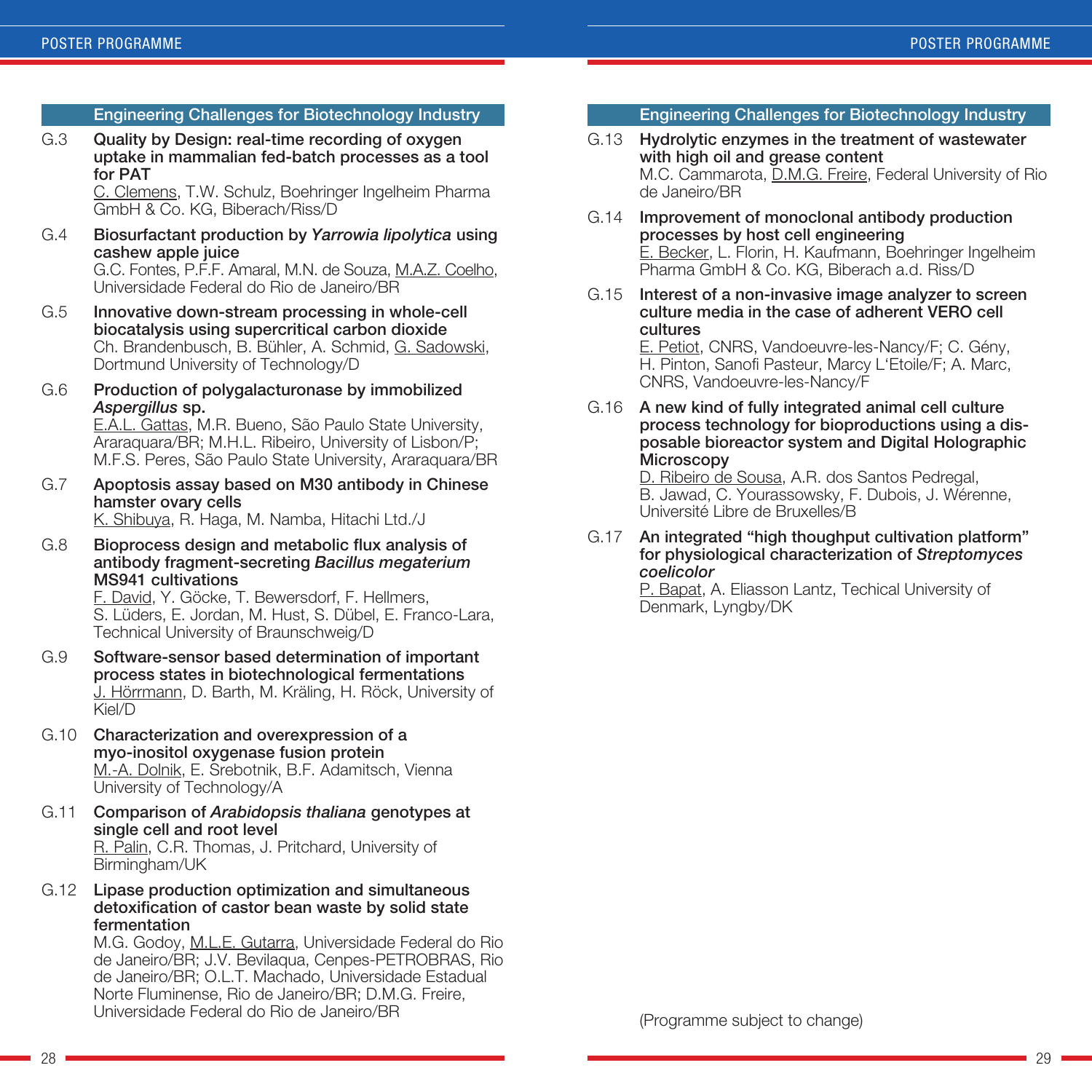## Engineering Challenges for Biotechnology Industry

**G.3 Quality by Design: real-time recording of oxygen uptake in mammalian fed-batch processes as a tool for PAT**
C. Clemens, T.W. Schulz, Boehringer Ingelheim Pharma GmbH & Co. KG, Biberach/Riss/D

**G.4 Biosurfactant production by *Yarrowia lipolytica* using cashew apple juice**
G.C. Fontes, P.F.F. Amaral, M.N. de Souza, M.A.Z. Coelho, Universidade Federal do Rio de Janeiro/BR

**G.5 Innovative down-stream processing in whole-cell biocatalysis using supercritical carbon dioxide**
Ch. Brandenbusch, B. Bühler, A. Schmid, G. Sadowski, Dortmund University of Technology/D

**G.6 Production of polygalacturonase by immobilized *Aspergillus* sp.**
E.A.L. Gattas, M.R. Bueno, São Paulo State University, Araraquara/BR; M.H.L. Ribeiro, University of Lisbon/P; M.F.S. Peres, São Paulo State University, Araraquara/BR

**G.7 Apoptosis assay based on M30 antibody in Chinese hamster ovary cells**
K. Shibuya, R. Haga, M. Namba, Hitachi Ltd./J

**G.8 Bioprocess design and metabolic flux analysis of antibody fragment-secreting *Bacillus megaterium* MS941 cultivations**
F. David, Y. Göcke, T. Bewersdorf, F. Hellmers, S. Lüders, E. Jordan, M. Hust, S. Dübel, E. Franco-Lara, Technical University of Braunschweig/D

**G.9 Software-sensor based determination of important process states in biotechnological fermentations**
J. Hörrmann, D. Barth, M. Kräling, H. Röck, University of Kiel/D

**G.10 Characterization and overexpression of a myo-inositol oxygenase fusion protein**
M.-A. Dolnik, E. Srebotnik, B.F. Adamitsch, Vienna University of Technology/A

**G.11 Comparison of *Arabidopsis thaliana* genotypes at single cell and root level**
R. Palin, C.R. Thomas, J. Pritchard, University of Birmingham/UK

**G.12 Lipase production optimization and simultaneous detoxification of castor bean waste by solid state fermentation**
M.G. Godoy, M.L.E. Gutarra, Universidade Federal do Rio de Janeiro/BR; J.V. Bevilaqua, Cenpes-PETROBRAS, Rio de Janeiro/BR; O.L.T. Machado, Universidade Estadual Norte Fluminense, Rio de Janeiro/BR; D.M.G. Freire, Universidade Federal do Rio de Janeiro/BR

## Engineering Challenges for Biotechnology Industry

**G.13 Hydrolytic enzymes in the treatment of wastewater with high oil and grease content**
M.C. Cammarota, D.M.G. Freire, Federal University of Rio de Janeiro/BR

**G.14 Improvement of monoclonal antibody production processes by host cell engineering**
E. Becker, L. Florin, H. Kaufmann, Boehringer Ingelheim Pharma GmbH & Co. KG, Biberach a.d. Riss/D

**G.15 Interest of a non-invasive image analyzer to screen culture media in the case of adherent VERO cell cultures**
E. Petiot, CNRS, Vandoeuvre-les-Nancy/F; C. Gény, H. Pinton, Sanofi Pasteur, Marcy L'Etoile/F; A. Marc, CNRS, Vandoeuvre-les-Nancy/F

**G.16 A new kind of fully integrated animal cell culture process technology for bioproductions using a disposable bioreactor system and Digital Holographic Microscopy**
D. Ribeiro de Sousa, A.R. dos Santos Pedregal, B. Jawad, C. Yourassowsky, F. Dubois, J. Wérenne, Université Libre de Bruxelles/B

**G.17 An integrated "high thoughput cultivation platform" for physiological characterization of *Streptomyces coelicolor***
P. Bapat, A. Eliasson Lantz, Techical University of Denmark, Lyngby/DK

(Programme subject to change)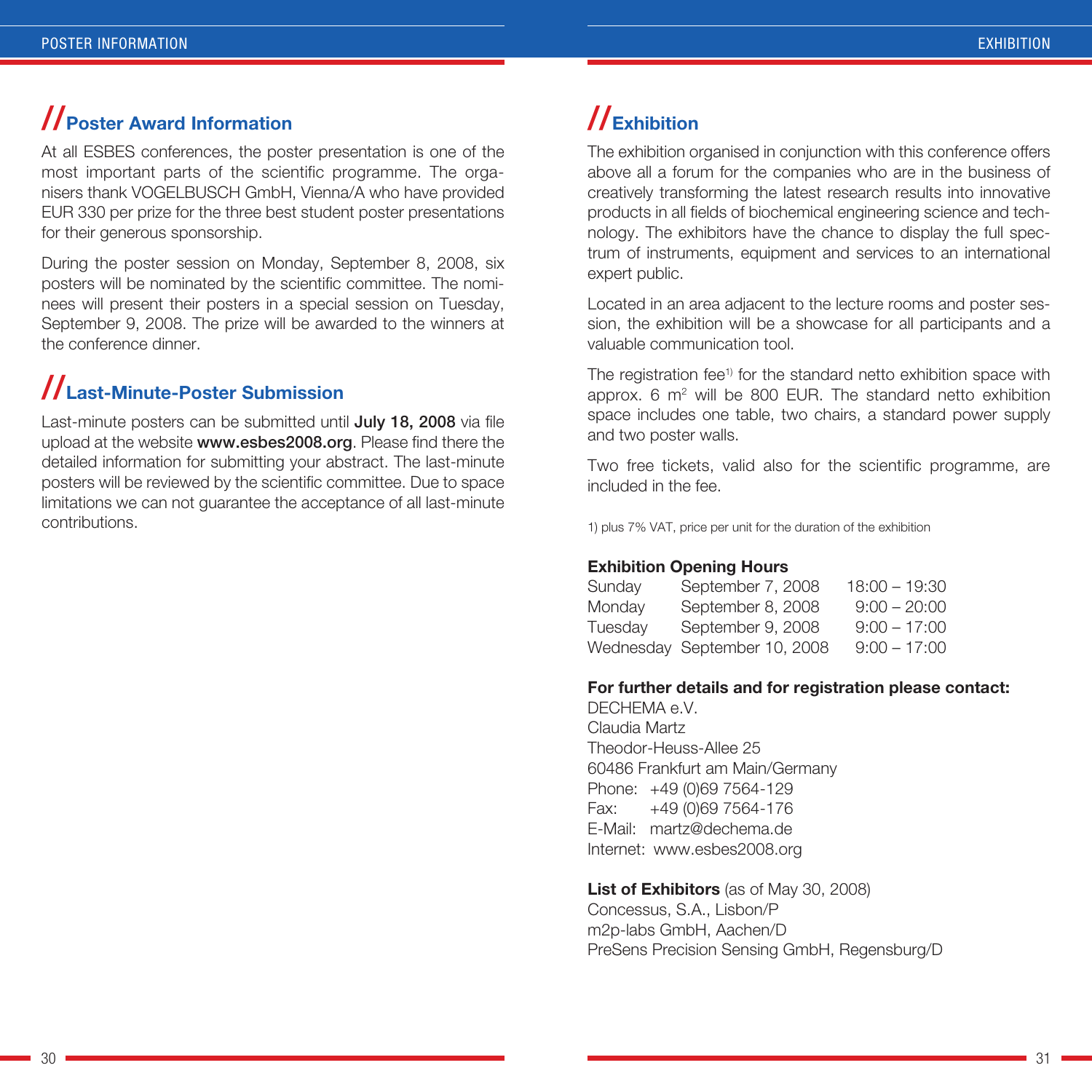## //Poster Award Information

At all ESBES conferences, the poster presentation is one of the most important parts of the scientific programme. The organisers thank VOGELBUSCH GmbH, Vienna/A who have provided EUR 330 per prize for the three best student poster presentations for their generous sponsorship.

During the poster session on Monday, September 8, 2008, six posters will be nominated by the scientific committee. The nominees will present their posters in a special session on Tuesday, September 9, 2008. The prize will be awarded to the winners at the conference dinner.

## //Last-Minute-Poster Submission

Last-minute posters can be submitted until **July 18, 2008** via file upload at the website **www.esbes2008.org**. Please find there the detailed information for submitting your abstract. The last-minute posters will be reviewed by the scientific committee. Due to space limitations we can not guarantee the acceptance of all last-minute contributions.

## //Exhibition

The exhibition organised in conjunction with this conference offers above all a forum for the companies who are in the business of creatively transforming the latest research results into innovative products in all fields of biochemical engineering science and technology. The exhibitors have the chance to display the full spectrum of instruments, equipment and services to an international expert public.

Located in an area adjacent to the lecture rooms and poster session, the exhibition will be a showcase for all participants and a valuable communication tool.

The registration fee[1)] for the standard netto exhibition space with approx. 6 $m^2$ will be 800 EUR. The standard netto exhibition space includes one table, two chairs, a standard power supply and two poster walls.

Two free tickets, valid also for the scientific programme, are included in the fee.

1) plus 7% VAT, price per unit for the duration of the exhibition

**Exhibition Opening Hours**

| | | |
|---|---|---|
| Sunday | September 7, 2008 | 18:00 – 19:30 |
| Monday | September 8, 2008 | 9:00 – 20:00 |
| Tuesday | September 9, 2008 | 9:00 – 17:00 |
| Wednesday | September 10, 2008 | 9:00 – 17:00 |

**For further details and for registration please contact:**

DECHEMA e.V.
Claudia Martz
Theodor-Heuss-Allee 25
60486 Frankfurt am Main/Germany
Phone: +49 (0)69 7564-129
Fax: +49 (0)69 7564-176
E-Mail: martz@dechema.de
Internet: www.esbes2008.org

**List of Exhibitors** (as of May 30, 2008)

Concessus, S.A., Lisbon/P
m2p-labs GmbH, Aachen/D
PreSens Precision Sensing GmbH, Regensburg/D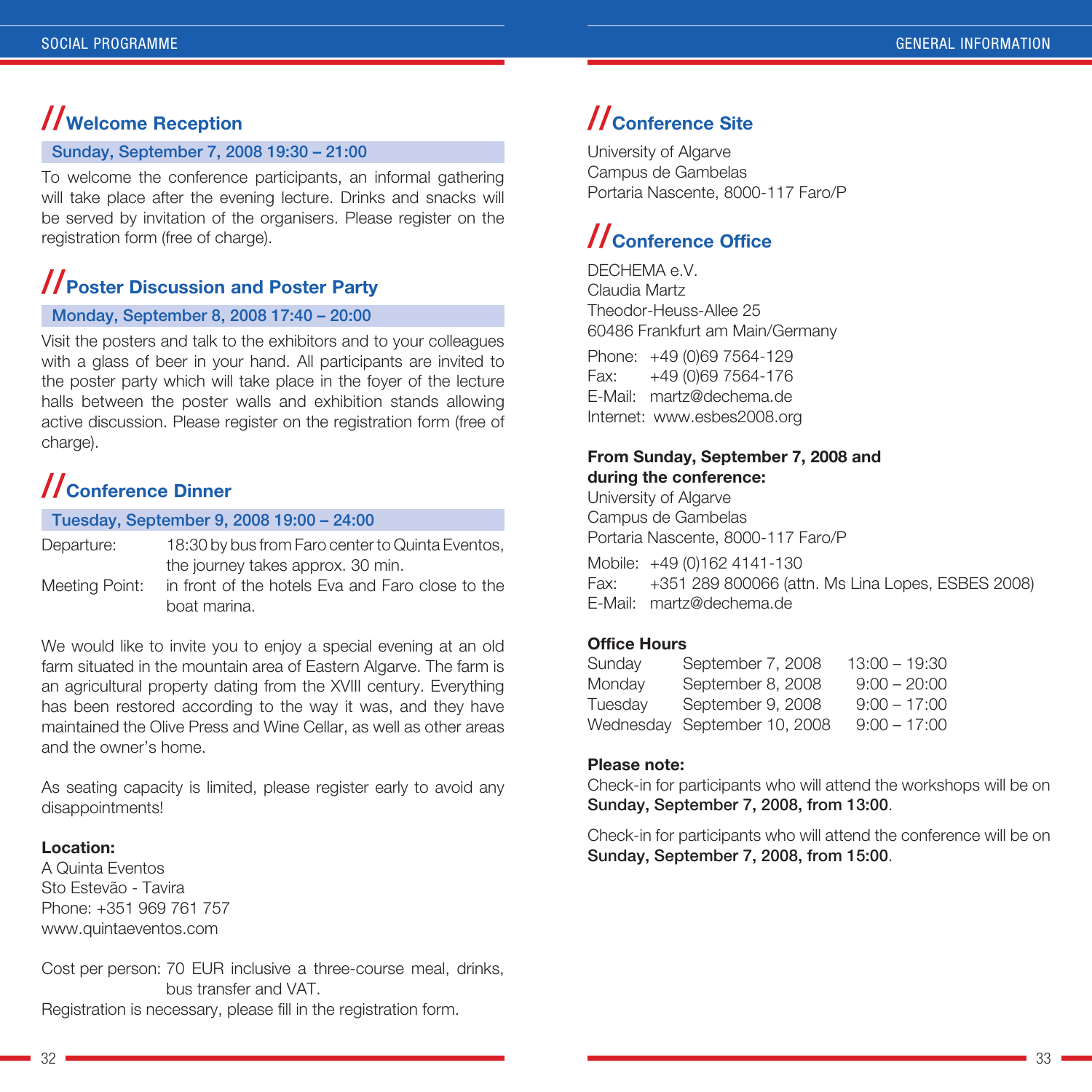## Welcome Reception

**Sunday, September 7, 2008 19:30 – 21:00**

To welcome the conference participants, an informal gathering will take place after the evening lecture. Drinks and snacks will be served by invitation of the organisers. Please register on the registration form (free of charge).

## Poster Discussion and Poster Party

**Monday, September 8, 2008 17:40 – 20:00**

Visit the posters and talk to the exhibitors and to your colleagues with a glass of beer in your hand. All participants are invited to the poster party which will take place in the foyer of the lecture halls between the poster walls and exhibition stands allowing active discussion. Please register on the registration form (free of charge).

## Conference Dinner

**Tuesday, September 9, 2008 19:00 – 24:00**

Departure: 18:30 by bus from Faro center to Quinta Eventos, the journey takes approx. 30 min.
Meeting Point: in front of the hotels Eva and Faro close to the boat marina.

We would like to invite you to enjoy a special evening at an old farm situated in the mountain area of Eastern Algarve. The farm is an agricultural property dating from the XVIII century. Everything has been restored according to the way it was, and they have maintained the Olive Press and Wine Cellar, as well as other areas and the owner's home.

As seating capacity is limited, please register early to avoid any disappointments!

**Location:**
A Quinta Eventos
Sto Estevão - Tavira
Phone: +351 969 761 757
www.quintaeventos.com

Cost per person: 70 EUR inclusive a three-course meal, drinks, bus transfer and VAT.
Registration is necessary, please fill in the registration form.

## Conference Site

University of Algarve
Campus de Gambelas
Portaria Nascente, 8000-117 Faro/P

## Conference Office

DECHEMA e.V.
Claudia Martz
Theodor-Heuss-Allee 25
60486 Frankfurt am Main/Germany

Phone: +49 (0)69 7564-129
Fax: +49 (0)69 7564-176
E-Mail: martz@dechema.de
Internet: www.esbes2008.org

**From Sunday, September 7, 2008 and during the conference:**
University of Algarve
Campus de Gambelas
Portaria Nascente, 8000-117 Faro/P

Mobile: +49 (0)162 4141-130
Fax: +351 289 800066 (attn. Ms Lina Lopes, ESBES 2008)
E-Mail: martz@dechema.de

**Office Hours**

| | | |
|---|---|---|
| Sunday | September 7, 2008 | 13:00 – 19:30 |
| Monday | September 8, 2008 | 9:00 – 20:00 |
| Tuesday | September 9, 2008 | 9:00 – 17:00 |
| Wednesday | September 10, 2008 | 9:00 – 17:00 |

**Please note:**
Check-in for participants who will attend the workshops will be on **Sunday, September 7, 2008, from 13:00**.

Check-in for participants who will attend the conference will be on **Sunday, September 7, 2008, from 15:00**.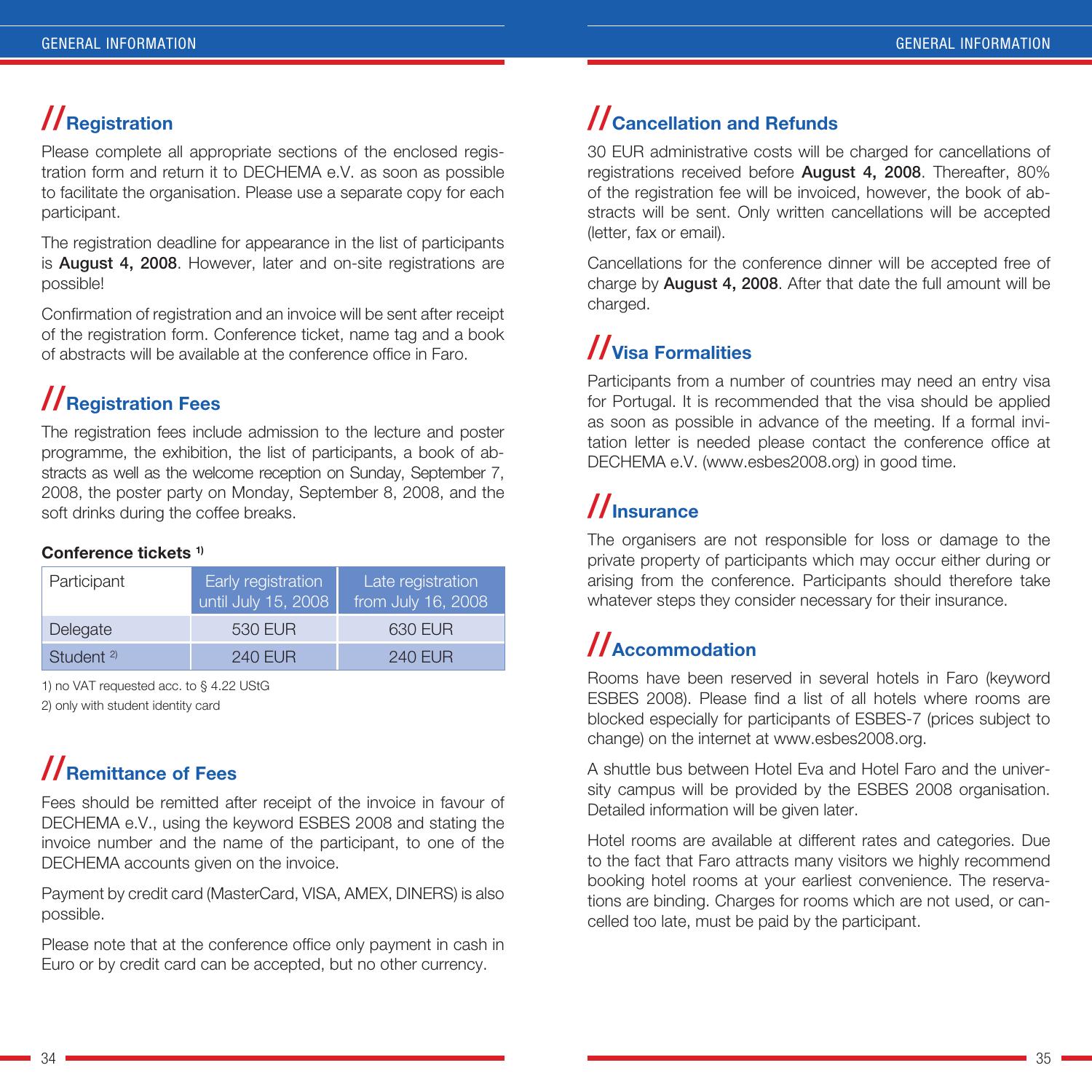## Registration

Please complete all appropriate sections of the enclosed registration form and return it to DECHEMA e.V. as soon as possible to facilitate the organisation. Please use a separate copy for each participant.

The registration deadline for appearance in the list of participants is **August 4, 2008**. However, later and on-site registrations are possible!

Confirmation of registration and an invoice will be sent after receipt of the registration form. Conference ticket, name tag and a book of abstracts will be available at the conference office in Faro.

## Registration Fees

The registration fees include admission to the lecture and poster programme, the exhibition, the list of participants, a book of abstracts as well as the welcome reception on Sunday, September 7, 2008, the poster party on Monday, September 8, 2008, and the soft drinks during the coffee breaks.

**Conference tickets [1)]**

| Participant | Early registration until July 15, 2008 | Late registration from July 16, 2008 |
|---|---|---|
| Delegate | 530 EUR | 630 EUR |
| Student [2)] | 240 EUR | 240 EUR |

1) no VAT requested acc. to § 4.22 UStG

2) only with student identity card

## Remittance of Fees

Fees should be remitted after receipt of the invoice in favour of DECHEMA e.V., using the keyword ESBES 2008 and stating the invoice number and the name of the participant, to one of the DECHEMA accounts given on the invoice.

Payment by credit card (MasterCard, VISA, AMEX, DINERS) is also possible.

Please note that at the conference office only payment in cash in Euro or by credit card can be accepted, but no other currency.

## Cancellation and Refunds

30 EUR administrative costs will be charged for cancellations of registrations received before **August 4, 2008**. Thereafter, 80% of the registration fee will be invoiced, however, the book of abstracts will be sent. Only written cancellations will be accepted (letter, fax or email).

Cancellations for the conference dinner will be accepted free of charge by **August 4, 2008**. After that date the full amount will be charged.

## Visa Formalities

Participants from a number of countries may need an entry visa for Portugal. It is recommended that the visa should be applied as soon as possible in advance of the meeting. If a formal invitation letter is needed please contact the conference office at DECHEMA e.V. (www.esbes2008.org) in good time.

## Insurance

The organisers are not responsible for loss or damage to the private property of participants which may occur either during or arising from the conference. Participants should therefore take whatever steps they consider necessary for their insurance.

## Accommodation

Rooms have been reserved in several hotels in Faro (keyword ESBES 2008). Please find a list of all hotels where rooms are blocked especially for participants of ESBES-7 (prices subject to change) on the internet at www.esbes2008.org.

A shuttle bus between Hotel Eva and Hotel Faro and the university campus will be provided by the ESBES 2008 organisation. Detailed information will be given later.

Hotel rooms are available at different rates and categories. Due to the fact that Faro attracts many visitors we highly recommend booking hotel rooms at your earliest convenience. The reservations are binding. Charges for rooms which are not used, or cancelled too late, must be paid by the participant.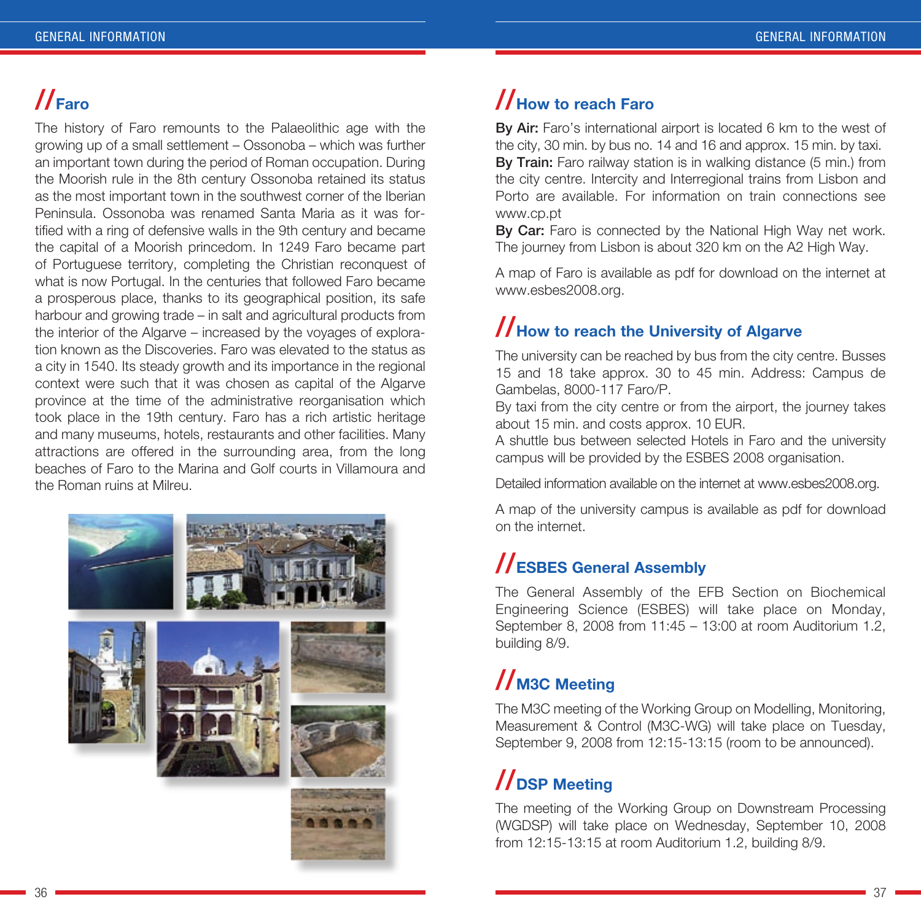## //Faro

The history of Faro remounts to the Palaeolithic age with the growing up of a small settlement – Ossonoba – which was further an important town during the period of Roman occupation. During the Moorish rule in the 8th century Ossonoba retained its status as the most important town in the southwest corner of the Iberian Peninsula. Ossonoba was renamed Santa Maria as it was fortified with a ring of defensive walls in the 9th century and became the capital of a Moorish princedom. In 1249 Faro became part of Portuguese territory, completing the Christian reconquest of what is now Portugal. In the centuries that followed Faro became a prosperous place, thanks to its geographical position, its safe harbour and growing trade – in salt and agricultural products from the interior of the Algarve – increased by the voyages of exploration known as the Discoveries. Faro was elevated to the status as a city in 1540. Its steady growth and its importance in the regional context were such that it was chosen as capital of the Algarve province at the time of the administrative reorganisation which took place in the 19th century. Faro has a rich artistic heritage and many museums, hotels, restaurants and other facilities. Many attractions are offered in the surrounding area, from the long beaches of Faro to the Marina and Golf courts in Villamoura and the Roman ruins at Milreu.

## //How to reach Faro

**By Air:** Faro's international airport is located 6 km to the west of the city, 30 min. by bus no. 14 and 16 and approx. 15 min. by taxi.
**By Train:** Faro railway station is in walking distance (5 min.) from the city centre. Intercity and Interregional trains from Lisbon and Porto are available. For information on train connections see www.cp.pt
**By Car:** Faro is connected by the National High Way net work. The journey from Lisbon is about 320 km on the A2 High Way.

A map of Faro is available as pdf for download on the internet at www.esbes2008.org.

## //How to reach the University of Algarve

The university can be reached by bus from the city centre. Busses 15 and 18 take approx. 30 to 45 min. Address: Campus de Gambelas, 8000-117 Faro/P.
By taxi from the city centre or from the airport, the journey takes about 15 min. and costs approx. 10 EUR.
A shuttle bus between selected Hotels in Faro and the university campus will be provided by the ESBES 2008 organisation.

Detailed information available on the internet at www.esbes2008.org.

A map of the university campus is available as pdf for download on the internet.

## //ESBES General Assembly

The General Assembly of the EFB Section on Biochemical Engineering Science (ESBES) will take place on Monday, September 8, 2008 from 11:45 – 13:00 at room Auditorium 1.2, building 8/9.

## //M3C Meeting

The M3C meeting of the Working Group on Modelling, Monitoring, Measurement & Control (M3C-WG) will take place on Tuesday, September 9, 2008 from 12:15-13:15 (room to be announced).

## //DSP Meeting

The meeting of the Working Group on Downstream Processing (WGDSP) will take place on Wednesday, September 10, 2008 from 12:15-13:15 at room Auditorium 1.2, building 8/9.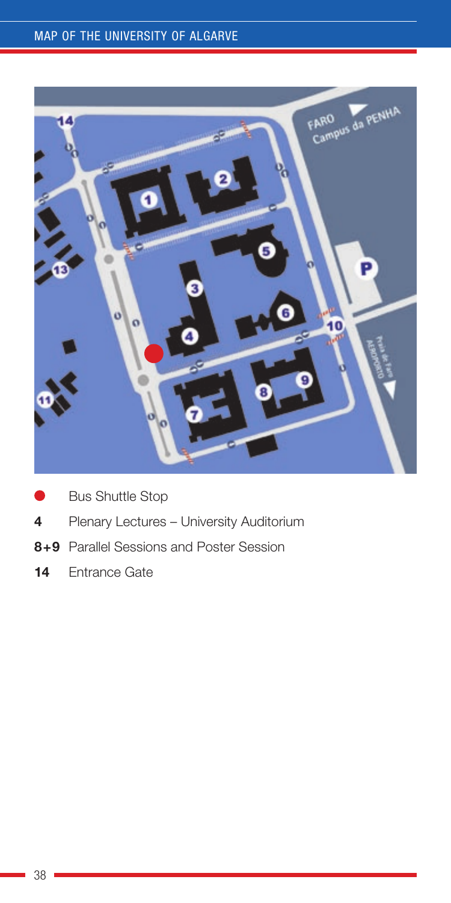# MAP OF THE UNIVERSITY OF ALGARVE

FARO Campus da PENHA

P

Praia de Faro AEROPORTO

14

1

2

5

13

3

6

10

4

9

8

11

7

- ● Bus Shuttle Stop
- **4** Plenary Lectures – University Auditorium
- **8+9** Parallel Sessions and Poster Session
- **14** Entrance Gate